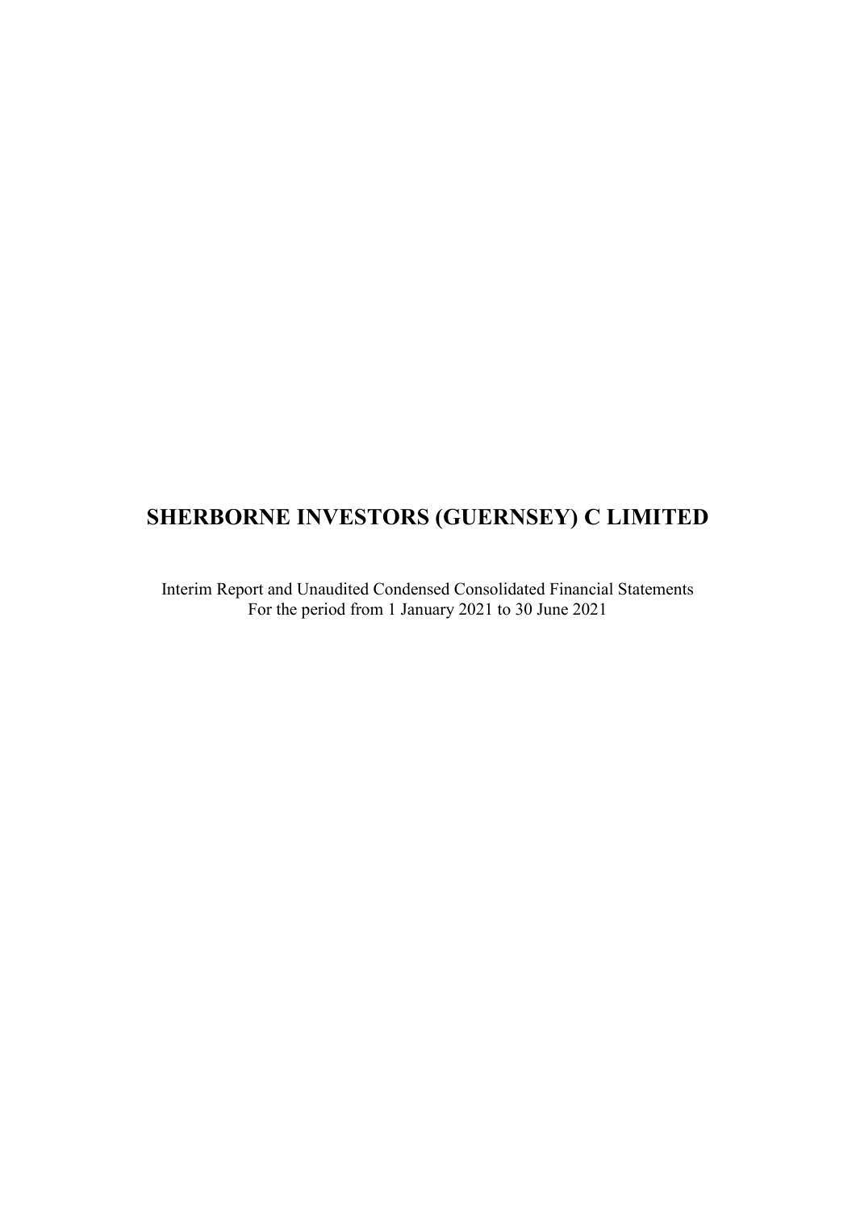# SHERBORNE INVESTORS (GUERNSEY) C LIMITED

Interim Report and Unaudited Condensed Consolidated Financial Statements
For the period from 1 January 2021 to 30 June 2021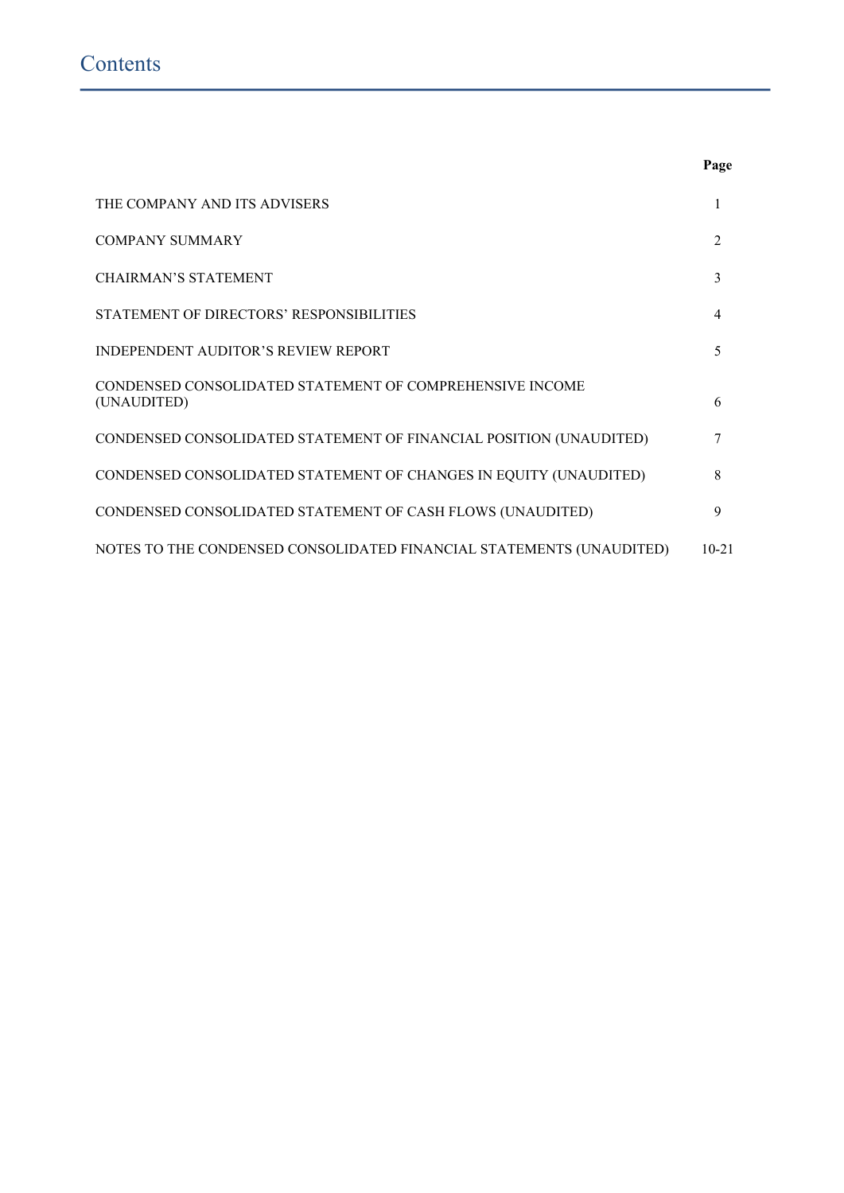# Contents

| | Page |
|---|---|
| THE COMPANY AND ITS ADVISERS | 1 |
| COMPANY SUMMARY | 2 |
| CHAIRMAN’S STATEMENT | 3 |
| STATEMENT OF DIRECTORS’ RESPONSIBILITIES | 4 |
| INDEPENDENT AUDITOR’S REVIEW REPORT | 5 |
| CONDENSED CONSOLIDATED STATEMENT OF COMPREHENSIVE INCOME (UNAUDITED) | 6 |
| CONDENSED CONSOLIDATED STATEMENT OF FINANCIAL POSITION (UNAUDITED) | 7 |
| CONDENSED CONSOLIDATED STATEMENT OF CHANGES IN EQUITY (UNAUDITED) | 8 |
| CONDENSED CONSOLIDATED STATEMENT OF CASH FLOWS (UNAUDITED) | 9 |
| NOTES TO THE CONDENSED CONSOLIDATED FINANCIAL STATEMENTS (UNAUDITED) | 10-21 |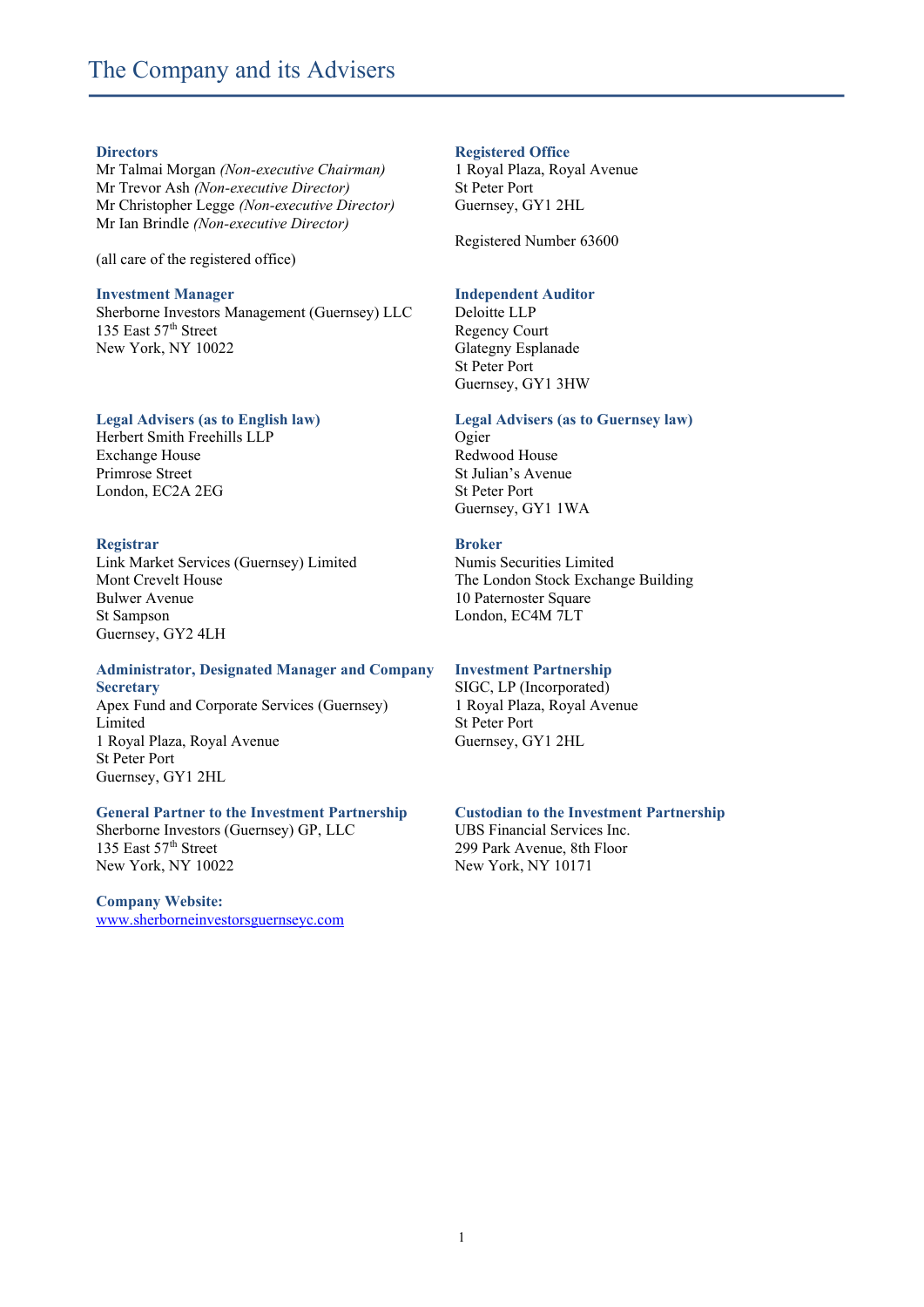# The Company and its Advisers

**Directors**
Mr Talmai Morgan *(Non-executive Chairman)*
Mr Trevor Ash *(Non-executive Director)*
Mr Christopher Legge *(Non-executive Director)*
Mr Ian Brindle *(Non-executive Director)*

(all care of the registered office)

**Registered Office**
1 Royal Plaza, Royal Avenue
St Peter Port
Guernsey, GY1 2HL

Registered Number 63600

**Investment Manager**
Sherborne Investors Management (Guernsey) LLC
135 East 57th Street
New York, NY 10022

**Independent Auditor**
Deloitte LLP
Regency Court
Glategny Esplanade
St Peter Port
Guernsey, GY1 3HW

**Legal Advisers (as to English law)**
Herbert Smith Freehills LLP
Exchange House
Primrose Street
London, EC2A 2EG

**Legal Advisers (as to Guernsey law)**
Ogier
Redwood House
St Julian's Avenue
St Peter Port
Guernsey, GY1 1WA

**Registrar**
Link Market Services (Guernsey) Limited
Mont Crevelt House
Bulwer Avenue
St Sampson
Guernsey, GY2 4LH

**Broker**
Numis Securities Limited
The London Stock Exchange Building
10 Paternoster Square
London, EC4M 7LT

**Administrator, Designated Manager and Company Secretary**
Apex Fund and Corporate Services (Guernsey) Limited
1 Royal Plaza, Royal Avenue
St Peter Port
Guernsey, GY1 2HL

**Investment Partnership**
SIGC, LP (Incorporated)
1 Royal Plaza, Royal Avenue
St Peter Port
Guernsey, GY1 2HL

**General Partner to the Investment Partnership**
Sherborne Investors (Guernsey) GP, LLC
135 East 57th Street
New York, NY 10022

**Custodian to the Investment Partnership**
UBS Financial Services Inc.
299 Park Avenue, 8th Floor
New York, NY 10171

**Company Website:**
www.sherborneinvestorsguernseyc.com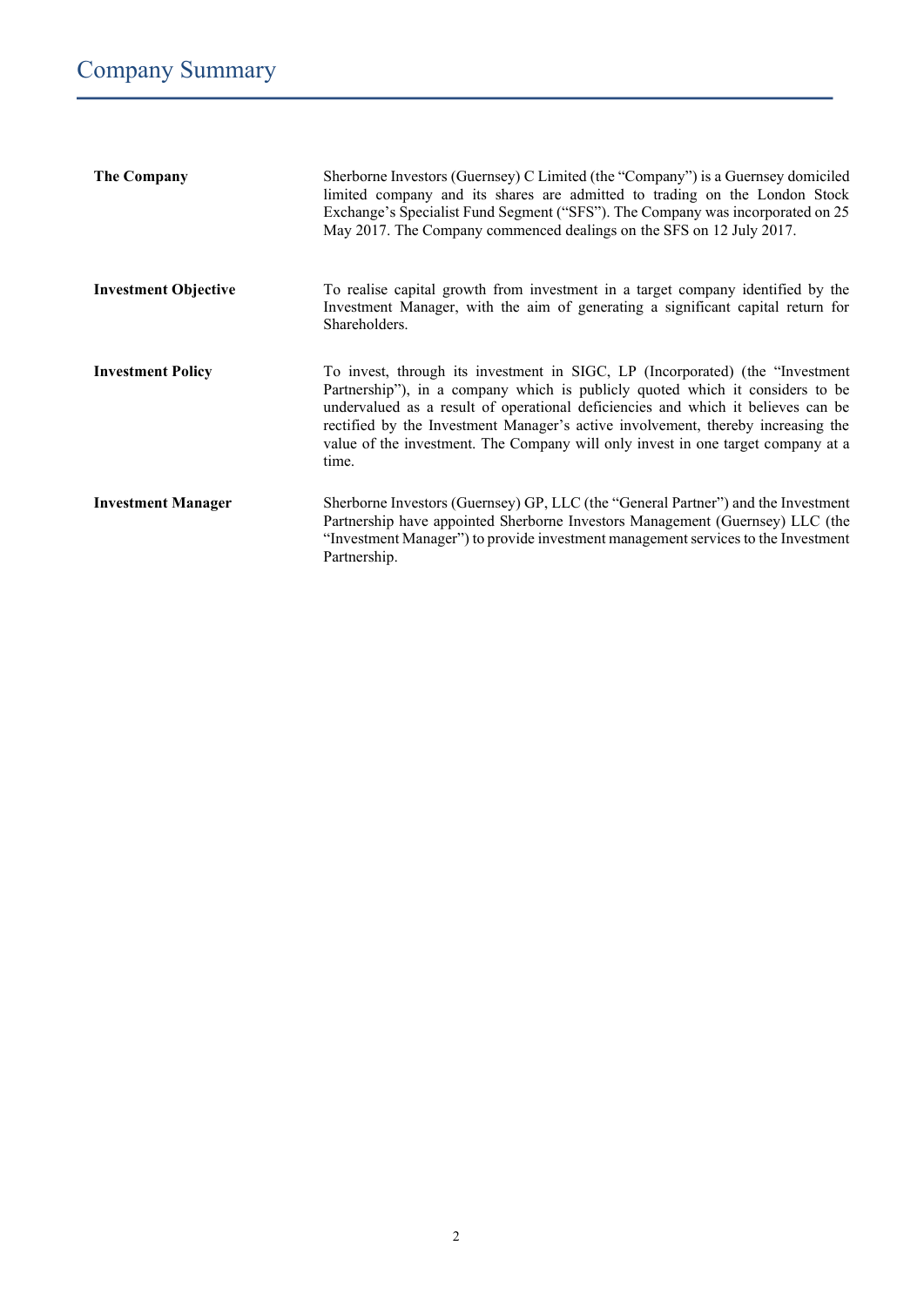# Company Summary

| | |
|---|---|
| **The Company** | Sherborne Investors (Guernsey) C Limited (the "Company") is a Guernsey domiciled limited company and its shares are admitted to trading on the London Stock Exchange's Specialist Fund Segment ("SFS"). The Company was incorporated on 25 May 2017. The Company commenced dealings on the SFS on 12 July 2017. |
| **Investment Objective** | To realise capital growth from investment in a target company identified by the Investment Manager, with the aim of generating a significant capital return for Shareholders. |
| **Investment Policy** | To invest, through its investment in SIGC, LP (Incorporated) (the "Investment Partnership"), in a company which is publicly quoted which it considers to be undervalued as a result of operational deficiencies and which it believes can be rectified by the Investment Manager's active involvement, thereby increasing the value of the investment. The Company will only invest in one target company at a time. |
| **Investment Manager** | Sherborne Investors (Guernsey) GP, LLC (the "General Partner") and the Investment Partnership have appointed Sherborne Investors Management (Guernsey) LLC (the "Investment Manager") to provide investment management services to the Investment Partnership. |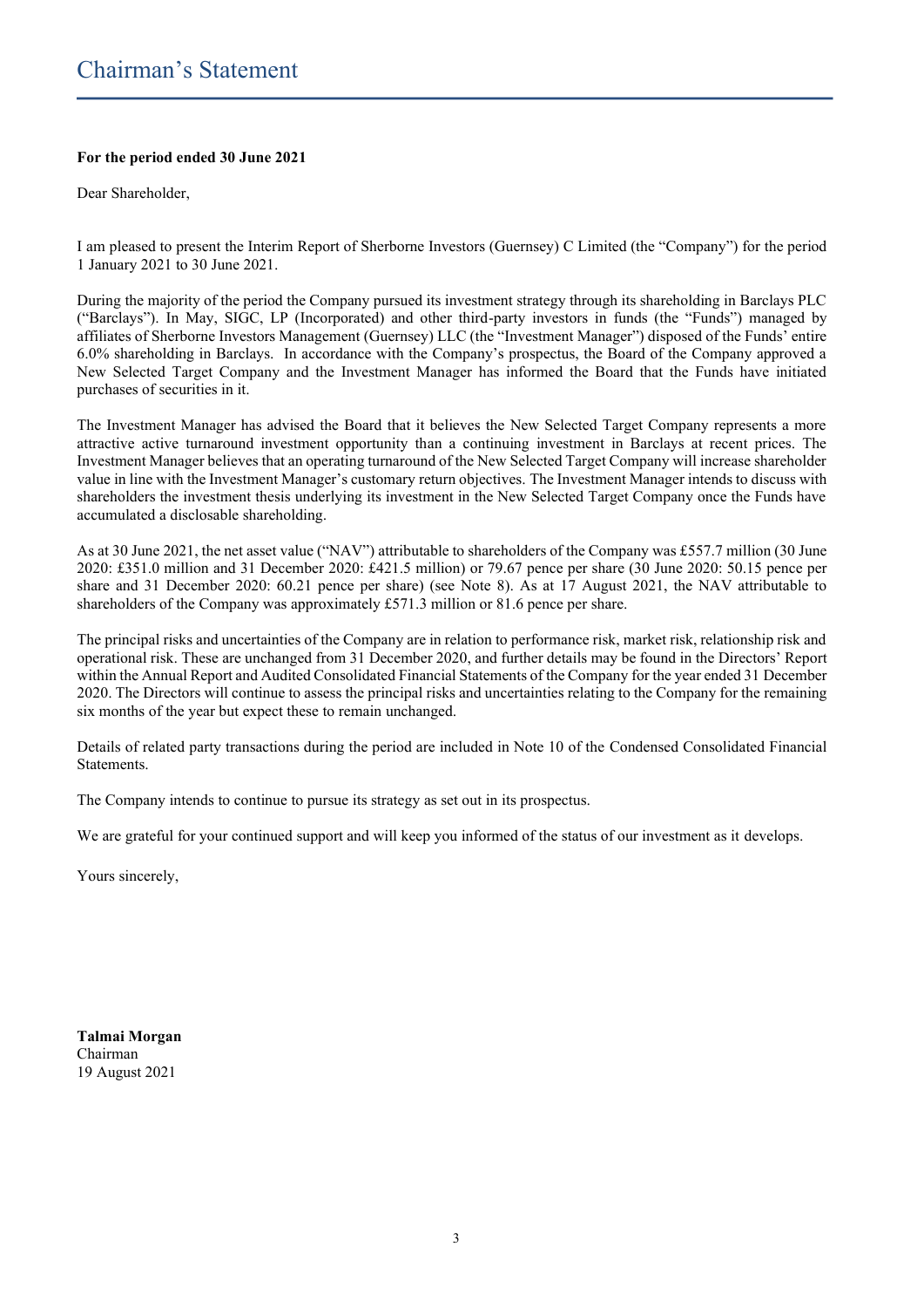# Chairman's Statement

**For the period ended 30 June 2021**

Dear Shareholder,

I am pleased to present the Interim Report of Sherborne Investors (Guernsey) C Limited (the "Company") for the period 1 January 2021 to 30 June 2021.

During the majority of the period the Company pursued its investment strategy through its shareholding in Barclays PLC ("Barclays"). In May, SIGC, LP (Incorporated) and other third-party investors in funds (the "Funds") managed by affiliates of Sherborne Investors Management (Guernsey) LLC (the "Investment Manager") disposed of the Funds' entire 6.0% shareholding in Barclays. In accordance with the Company's prospectus, the Board of the Company approved a New Selected Target Company and the Investment Manager has informed the Board that the Funds have initiated purchases of securities in it.

The Investment Manager has advised the Board that it believes the New Selected Target Company represents a more attractive active turnaround investment opportunity than a continuing investment in Barclays at recent prices. The Investment Manager believes that an operating turnaround of the New Selected Target Company will increase shareholder value in line with the Investment Manager's customary return objectives. The Investment Manager intends to discuss with shareholders the investment thesis underlying its investment in the New Selected Target Company once the Funds have accumulated a disclosable shareholding.

As at 30 June 2021, the net asset value ("NAV") attributable to shareholders of the Company was £557.7 million (30 June 2020: £351.0 million and 31 December 2020: £421.5 million) or 79.67 pence per share (30 June 2020: 50.15 pence per share and 31 December 2020: 60.21 pence per share) (see Note 8). As at 17 August 2021, the NAV attributable to shareholders of the Company was approximately £571.3 million or 81.6 pence per share.

The principal risks and uncertainties of the Company are in relation to performance risk, market risk, relationship risk and operational risk. These are unchanged from 31 December 2020, and further details may be found in the Directors' Report within the Annual Report and Audited Consolidated Financial Statements of the Company for the year ended 31 December 2020. The Directors will continue to assess the principal risks and uncertainties relating to the Company for the remaining six months of the year but expect these to remain unchanged.

Details of related party transactions during the period are included in Note 10 of the Condensed Consolidated Financial Statements.

The Company intends to continue to pursue its strategy as set out in its prospectus.

We are grateful for your continued support and will keep you informed of the status of our investment as it develops.

Yours sincerely,

**Talmai Morgan**
Chairman
19 August 2021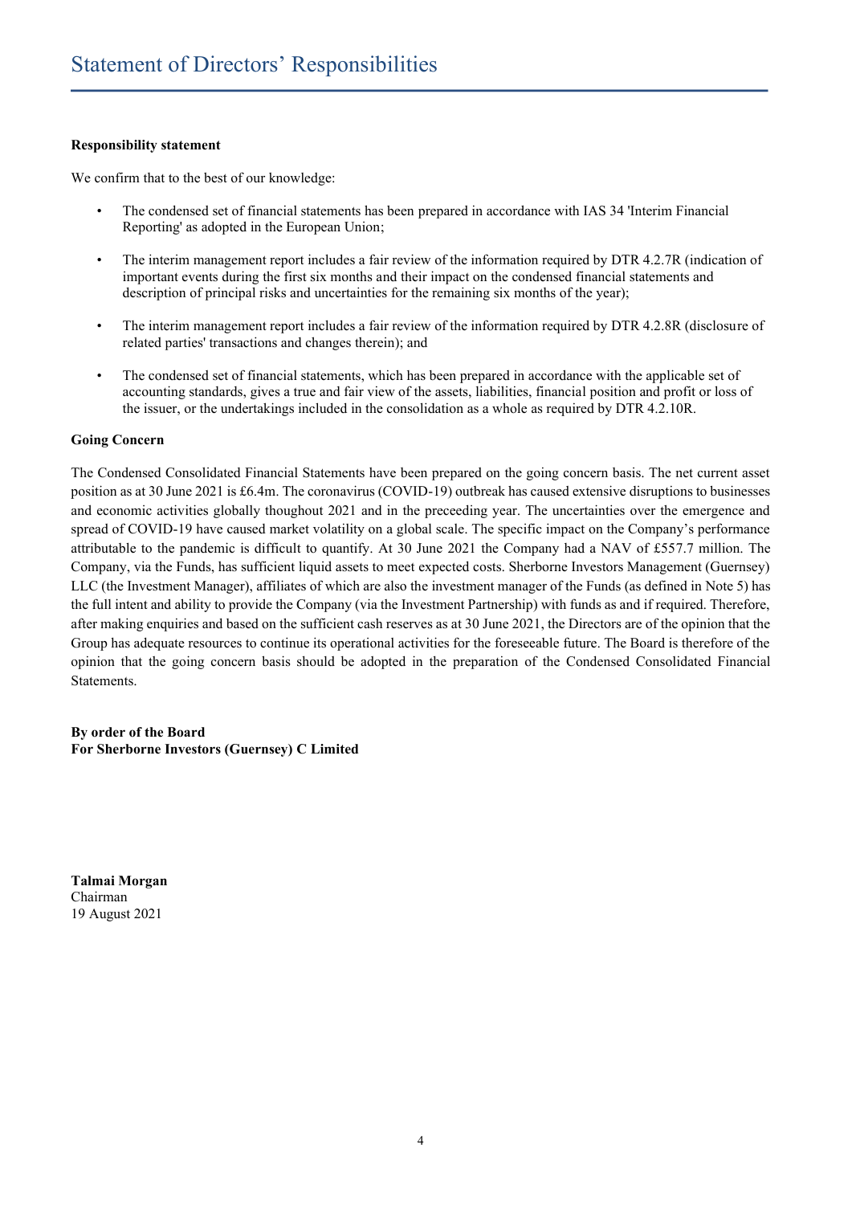# Statement of Directors' Responsibilities

**Responsibility statement**

We confirm that to the best of our knowledge:

- The condensed set of financial statements has been prepared in accordance with IAS 34 'Interim Financial Reporting' as adopted in the European Union;
- The interim management report includes a fair review of the information required by DTR 4.2.7R (indication of important events during the first six months and their impact on the condensed financial statements and description of principal risks and uncertainties for the remaining six months of the year);
- The interim management report includes a fair review of the information required by DTR 4.2.8R (disclosure of related parties' transactions and changes therein); and
- The condensed set of financial statements, which has been prepared in accordance with the applicable set of accounting standards, gives a true and fair view of the assets, liabilities, financial position and profit or loss of the issuer, or the undertakings included in the consolidation as a whole as required by DTR 4.2.10R.

**Going Concern**

The Condensed Consolidated Financial Statements have been prepared on the going concern basis. The net current asset position as at 30 June 2021 is £6.4m. The coronavirus (COVID-19) outbreak has caused extensive disruptions to businesses and economic activities globally thoughout 2021 and in the preceeding year. The uncertainties over the emergence and spread of COVID-19 have caused market volatility on a global scale. The specific impact on the Company's performance attributable to the pandemic is difficult to quantify. At 30 June 2021 the Company had a NAV of £557.7 million. The Company, via the Funds, has sufficient liquid assets to meet expected costs. Sherborne Investors Management (Guernsey) LLC (the Investment Manager), affiliates of which are also the investment manager of the Funds (as defined in Note 5) has the full intent and ability to provide the Company (via the Investment Partnership) with funds as and if required. Therefore, after making enquiries and based on the sufficient cash reserves as at 30 June 2021, the Directors are of the opinion that the Group has adequate resources to continue its operational activities for the foreseeable future. The Board is therefore of the opinion that the going concern basis should be adopted in the preparation of the Condensed Consolidated Financial Statements.

**By order of the Board**
**For Sherborne Investors (Guernsey) C Limited**

**Talmai Morgan**
Chairman
19 August 2021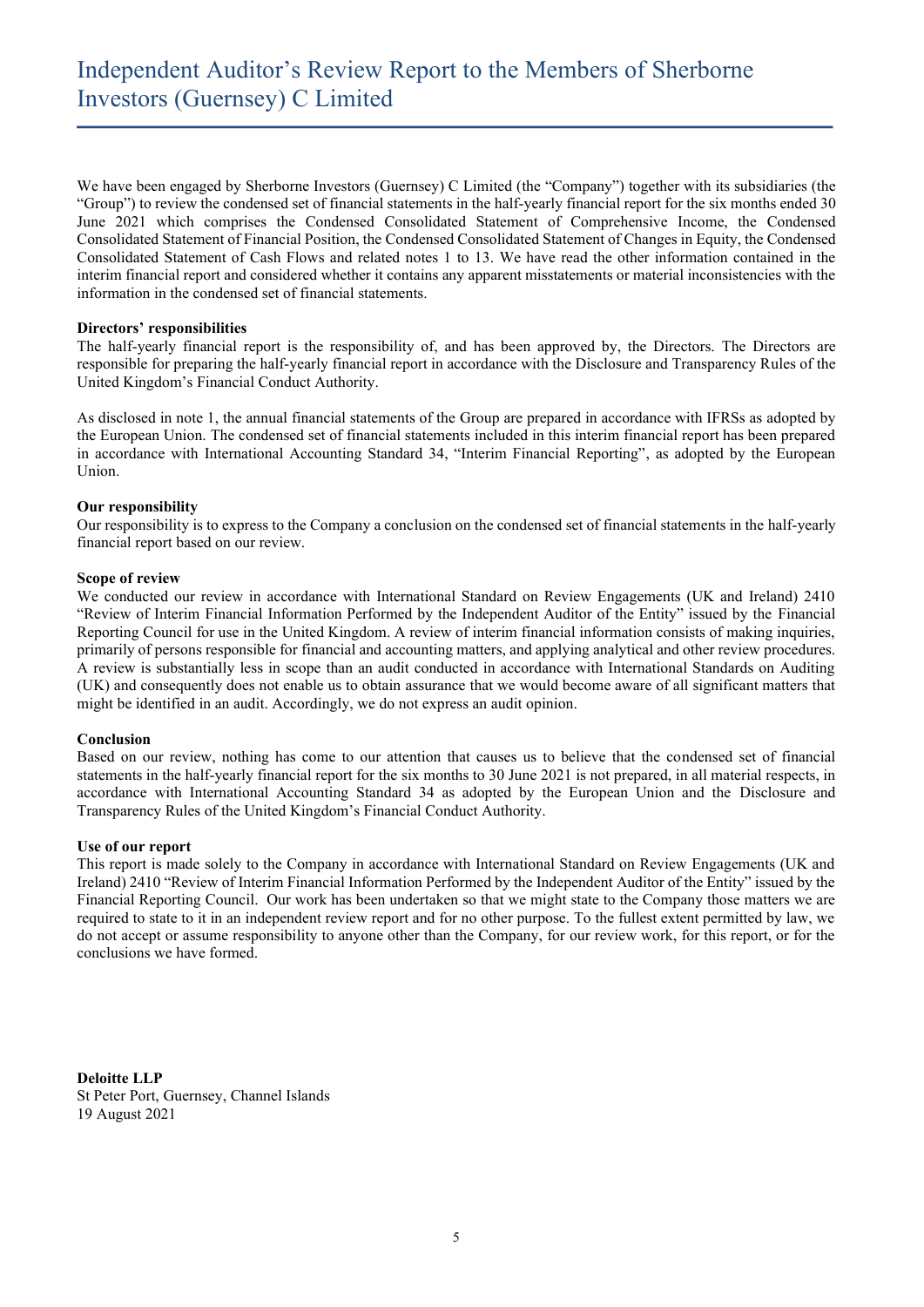# Independent Auditor's Review Report to the Members of Sherborne Investors (Guernsey) C Limited

We have been engaged by Sherborne Investors (Guernsey) C Limited (the "Company") together with its subsidiaries (the "Group") to review the condensed set of financial statements in the half-yearly financial report for the six months ended 30 June 2021 which comprises the Condensed Consolidated Statement of Comprehensive Income, the Condensed Consolidated Statement of Financial Position, the Condensed Consolidated Statement of Changes in Equity, the Condensed Consolidated Statement of Cash Flows and related notes 1 to 13. We have read the other information contained in the interim financial report and considered whether it contains any apparent misstatements or material inconsistencies with the information in the condensed set of financial statements.

**Directors' responsibilities**
The half-yearly financial report is the responsibility of, and has been approved by, the Directors. The Directors are responsible for preparing the half-yearly financial report in accordance with the Disclosure and Transparency Rules of the United Kingdom's Financial Conduct Authority.

As disclosed in note 1, the annual financial statements of the Group are prepared in accordance with IFRSs as adopted by the European Union. The condensed set of financial statements included in this interim financial report has been prepared in accordance with International Accounting Standard 34, "Interim Financial Reporting", as adopted by the European Union.

**Our responsibility**
Our responsibility is to express to the Company a conclusion on the condensed set of financial statements in the half-yearly financial report based on our review.

**Scope of review**
We conducted our review in accordance with International Standard on Review Engagements (UK and Ireland) 2410 "Review of Interim Financial Information Performed by the Independent Auditor of the Entity" issued by the Financial Reporting Council for use in the United Kingdom. A review of interim financial information consists of making inquiries, primarily of persons responsible for financial and accounting matters, and applying analytical and other review procedures. A review is substantially less in scope than an audit conducted in accordance with International Standards on Auditing (UK) and consequently does not enable us to obtain assurance that we would become aware of all significant matters that might be identified in an audit. Accordingly, we do not express an audit opinion.

**Conclusion**
Based on our review, nothing has come to our attention that causes us to believe that the condensed set of financial statements in the half-yearly financial report for the six months to 30 June 2021 is not prepared, in all material respects, in accordance with International Accounting Standard 34 as adopted by the European Union and the Disclosure and Transparency Rules of the United Kingdom's Financial Conduct Authority.

**Use of our report**
This report is made solely to the Company in accordance with International Standard on Review Engagements (UK and Ireland) 2410 "Review of Interim Financial Information Performed by the Independent Auditor of the Entity" issued by the Financial Reporting Council. Our work has been undertaken so that we might state to the Company those matters we are required to state to it in an independent review report and for no other purpose. To the fullest extent permitted by law, we do not accept or assume responsibility to anyone other than the Company, for our review work, for this report, or for the conclusions we have formed.

**Deloitte LLP**
St Peter Port, Guernsey, Channel Islands
19 August 2021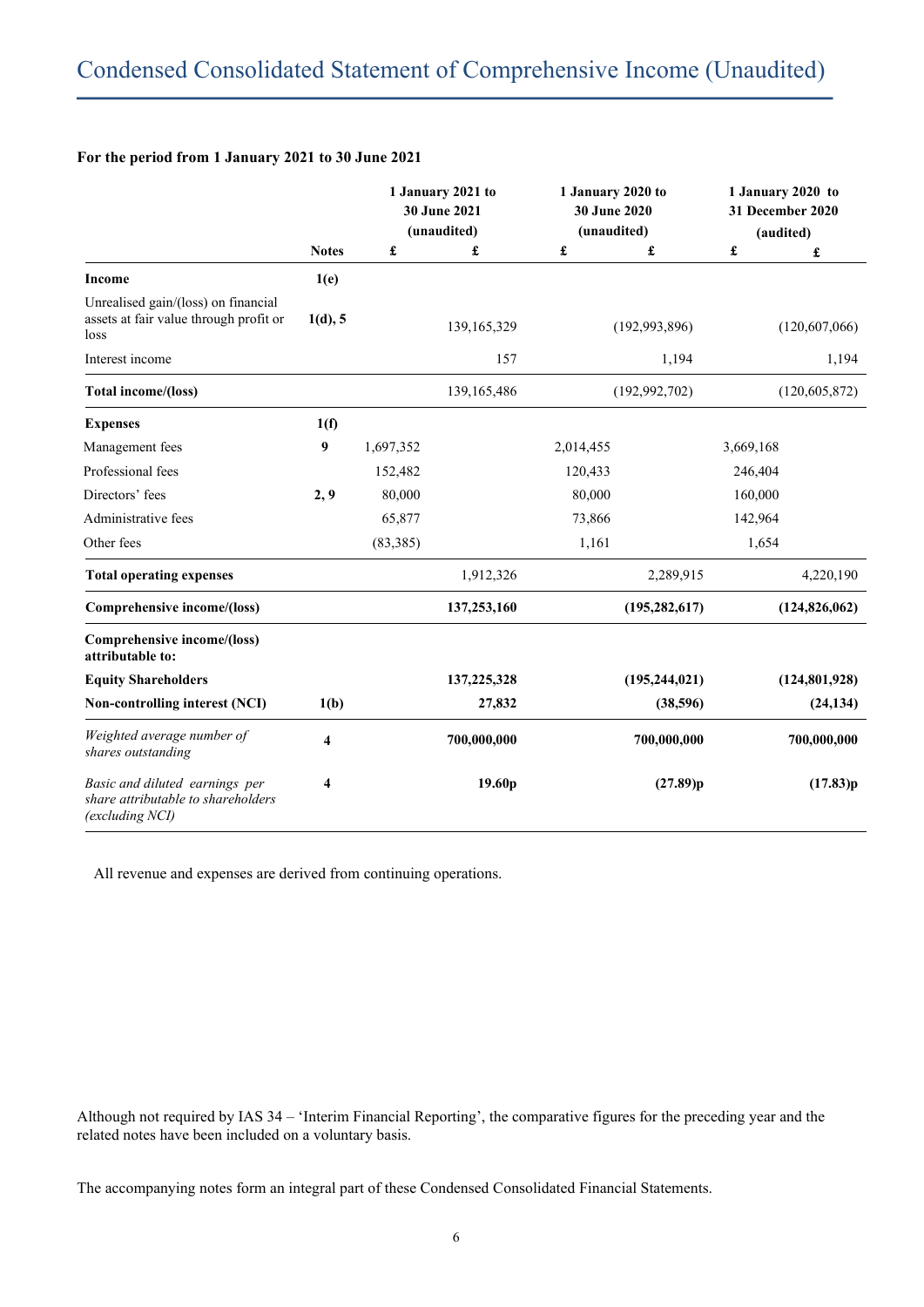# Condensed Consolidated Statement of Comprehensive Income (Unaudited)

**For the period from 1 January 2021 to 30 June 2021**

| | Notes | 1 January 2021 to 30 June 2021 (unaudited) £ | £ | 1 January 2020 to 30 June 2020 (unaudited) £ | £ | 1 January 2020 to 31 December 2020 (audited) £ | £ |
|---|---|---|---|---|---|---|---|
| **Income** | **1(e)** | | | | | | |
| Unrealised gain/(loss) on financial assets at fair value through profit or loss | **1(d), 5** | | 139,165,329 | | (192,993,896) | | (120,607,066) |
| Interest income | | | 157 | | 1,194 | | 1,194 |
| **Total income/(loss)** | | | 139,165,486 | | (192,992,702) | | (120,605,872) |
| **Expenses** | **1(f)** | | | | | | |
| Management fees | **9** | 1,697,352 | | 2,014,455 | | 3,669,168 | |
| Professional fees | | 152,482 | | 120,433 | | 246,404 | |
| Directors' fees | **2, 9** | 80,000 | | 80,000 | | 160,000 | |
| Administrative fees | | 65,877 | | 73,866 | | 142,964 | |
| Other fees | | (83,385) | | 1,161 | | 1,654 | |
| **Total operating expenses** | | | 1,912,326 | | 2,289,915 | | 4,220,190 |
| **Comprehensive income/(loss)** | | | **137,253,160** | | **(195,282,617)** | | **(124,826,062)** |
| **Comprehensive income/(loss) attributable to:** | | | | | | | |
| **Equity Shareholders** | | | **137,225,328** | | **(195,244,021)** | | **(124,801,928)** |
| **Non-controlling interest (NCI)** | **1(b)** | | **27,832** | | **(38,596)** | | **(24,134)** |
| *Weighted average number of shares outstanding* | **4** | | **700,000,000** | | **700,000,000** | | **700,000,000** |
| *Basic and diluted earnings per share attributable to shareholders (excluding NCI)* | **4** | | **19.60p** | | **(27.89)p** | | **(17.83)p** |

All revenue and expenses are derived from continuing operations.

Although not required by IAS 34 – 'Interim Financial Reporting', the comparative figures for the preceding year and the related notes have been included on a voluntary basis.

The accompanying notes form an integral part of these Condensed Consolidated Financial Statements.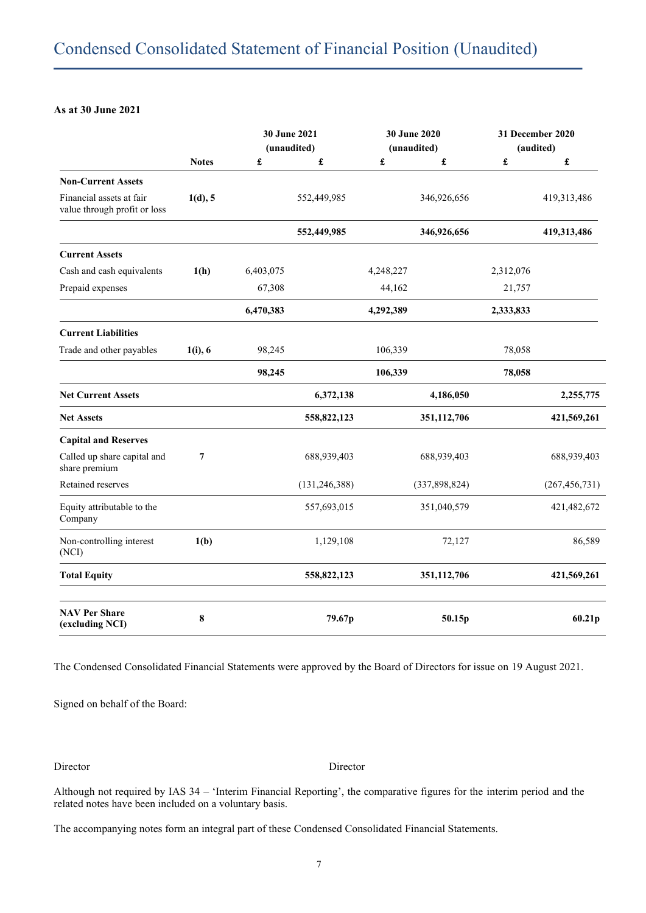# Condensed Consolidated Statement of Financial Position (Unaudited)

**As at 30 June 2021**

| | Notes | 30 June 2021 (unaudited) £ | 30 June 2021 (unaudited) £ | 30 June 2020 (unaudited) £ | 30 June 2020 (unaudited) £ | 31 December 2020 (audited) £ | 31 December 2020 (audited) £ |
|---|---|---|---|---|---|---|---|
| **Non-Current Assets** | | | | | | | |
| Financial assets at fair value through profit or loss | **1(d), 5** | | 552,449,985 | | 346,926,656 | | 419,313,486 |
| | | | **552,449,985** | | **346,926,656** | | **419,313,486** |
| **Current Assets** | | | | | | | |
| Cash and cash equivalents | **1(h)** | 6,403,075 | | 4,248,227 | | 2,312,076 | |
| Prepaid expenses | | 67,308 | | 44,162 | | 21,757 | |
| | | **6,470,383** | | **4,292,389** | | **2,333,833** | |
| **Current Liabilities** | | | | | | | |
| Trade and other payables | **1(i), 6** | 98,245 | | 106,339 | | 78,058 | |
| | | **98,245** | | **106,339** | | **78,058** | |
| **Net Current Assets** | | | **6,372,138** | | **4,186,050** | | **2,255,775** |
| **Net Assets** | | | **558,822,123** | | **351,112,706** | | **421,569,261** |
| **Capital and Reserves** | | | | | | | |
| Called up share capital and share premium | **7** | | 688,939,403 | | 688,939,403 | | 688,939,403 |
| Retained reserves | | | (131,246,388) | | (337,898,824) | | (267,456,731) |
| Equity attributable to the Company | | | 557,693,015 | | 351,040,579 | | 421,482,672 |
| Non-controlling interest (NCI) | **1(b)** | | 1,129,108 | | 72,127 | | 86,589 |
| **Total Equity** | | | **558,822,123** | | **351,112,706** | | **421,569,261** |
| **NAV Per Share (excluding NCI)** | **8** | | **79.67p** | | **50.15p** | | **60.21p** |

The Condensed Consolidated Financial Statements were approved by the Board of Directors for issue on 19 August 2021.

Signed on behalf of the Board:

Director                                        Director

Although not required by IAS 34 – 'Interim Financial Reporting', the comparative figures for the interim period and the related notes have been included on a voluntary basis.

The accompanying notes form an integral part of these Condensed Consolidated Financial Statements.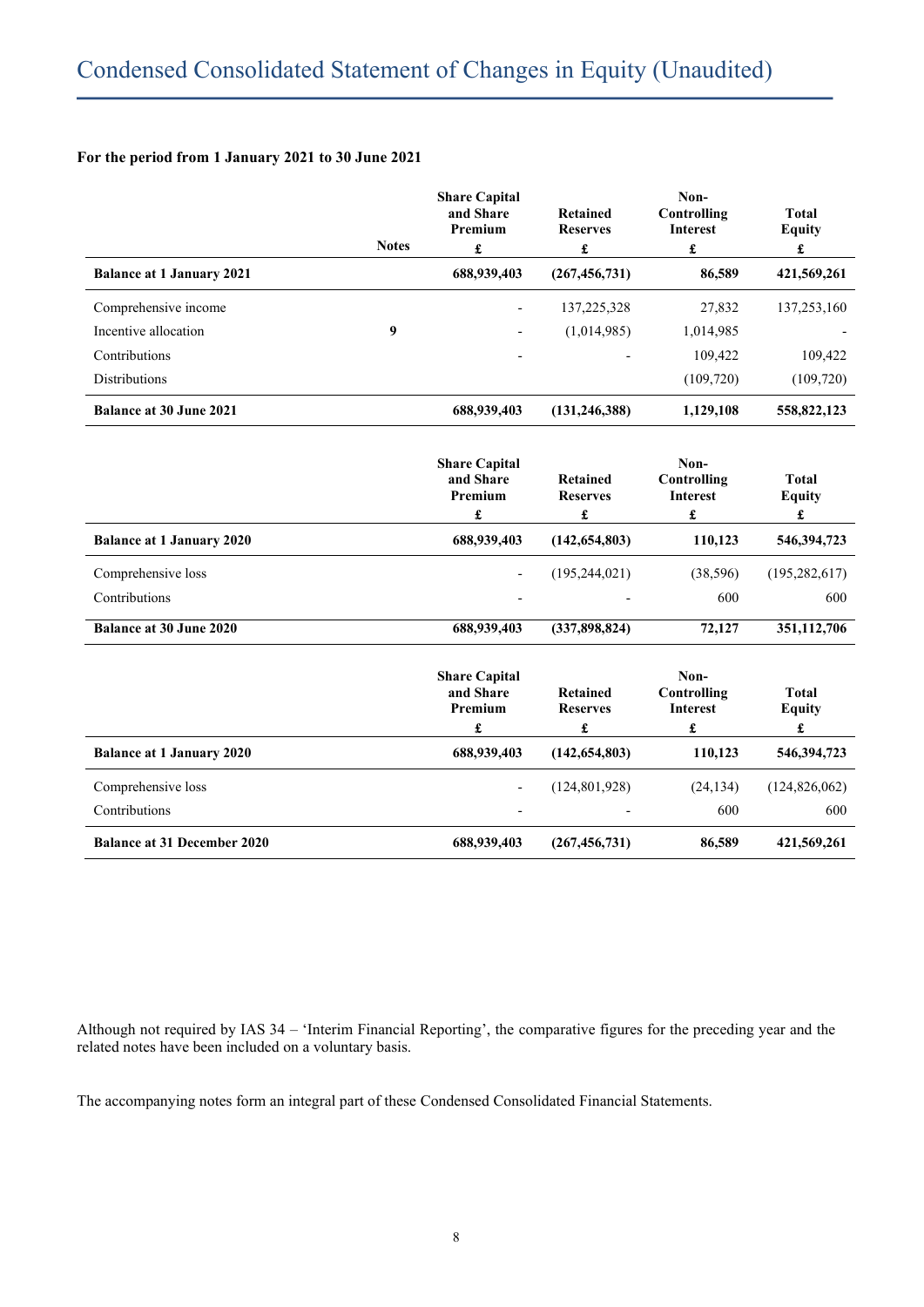# Condensed Consolidated Statement of Changes in Equity (Unaudited)

**For the period from 1 January 2021 to 30 June 2021**

| | Notes | Share Capital and Share Premium £ | Retained Reserves £ | Non-Controlling Interest £ | Total Equity £ |
|---|---|---|---|---|---|
| **Balance at 1 January 2021** | | **688,939,403** | **(267,456,731)** | **86,589** | **421,569,261** |
| Comprehensive income | | - | 137,225,328 | 27,832 | 137,253,160 |
| Incentive allocation | 9 | - | (1,014,985) | 1,014,985 | - |
| Contributions | | - | - | 109,422 | 109,422 |
| Distributions | | | | (109,720) | (109,720) |
| **Balance at 30 June 2021** | | **688,939,403** | **(131,246,388)** | **1,129,108** | **558,822,123** |

| | Share Capital and Share Premium £ | Retained Reserves £ | Non-Controlling Interest £ | Total Equity £ |
|---|---|---|---|---|
| **Balance at 1 January 2020** | **688,939,403** | **(142,654,803)** | **110,123** | **546,394,723** |
| Comprehensive loss | - | (195,244,021) | (38,596) | (195,282,617) |
| Contributions | - | - | 600 | 600 |
| **Balance at 30 June 2020** | **688,939,403** | **(337,898,824)** | **72,127** | **351,112,706** |

| | Share Capital and Share Premium £ | Retained Reserves £ | Non-Controlling Interest £ | Total Equity £ |
|---|---|---|---|---|
| **Balance at 1 January 2020** | **688,939,403** | **(142,654,803)** | **110,123** | **546,394,723** |
| Comprehensive loss | - | (124,801,928) | (24,134) | (124,826,062) |
| Contributions | - | - | 600 | 600 |
| **Balance at 31 December 2020** | **688,939,403** | **(267,456,731)** | **86,589** | **421,569,261** |

Although not required by IAS 34 – 'Interim Financial Reporting', the comparative figures for the preceding year and the related notes have been included on a voluntary basis.

The accompanying notes form an integral part of these Condensed Consolidated Financial Statements.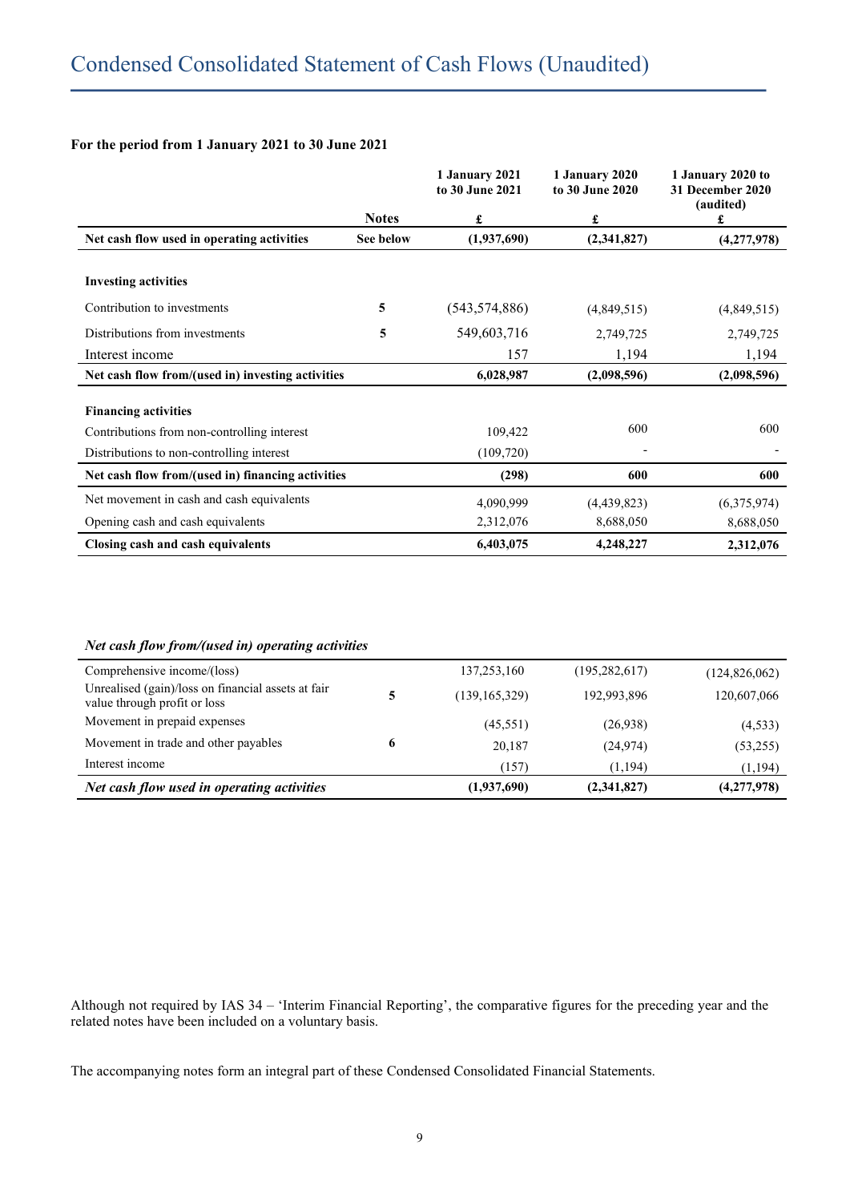# Condensed Consolidated Statement of Cash Flows (Unaudited)

**For the period from 1 January 2021 to 30 June 2021**

| | Notes | 1 January 2021 to 30 June 2021 £ | 1 January 2020 to 30 June 2020 £ | 1 January 2020 to 31 December 2020 (audited) £ |
|---|---|---|---|---|
| **Net cash flow used in operating activities** | **See below** | **(1,937,690)** | **(2,341,827)** | **(4,277,978)** |
| | | | | |
| **Investing activities** | | | | |
| Contribution to investments | 5 | (543,574,886) | (4,849,515) | (4,849,515) |
| Distributions from investments | 5 | 549,603,716 | 2,749,725 | 2,749,725 |
| Interest income | | 157 | 1,194 | 1,194 |
| **Net cash flow from/(used in) investing activities** | | **6,028,987** | **(2,098,596)** | **(2,098,596)** |
| | | | | |
| **Financing activities** | | | | |
| Contributions from non-controlling interest | | 109,422 | 600 | 600 |
| Distributions to non-controlling interest | | (109,720) | - | - |
| **Net cash flow from/(used in) financing activities** | | **(298)** | **600** | **600** |
| Net movement in cash and cash equivalents | | 4,090,999 | (4,439,823) | (6,375,974) |
| Opening cash and cash equivalents | | 2,312,076 | 8,688,050 | 8,688,050 |
| **Closing cash and cash equivalents** | | **6,403,075** | **4,248,227** | **2,312,076** |

***Net cash flow from/(used in) operating activities***

| | Notes | 1 January 2021 to 30 June 2021 £ | 1 January 2020 to 30 June 2020 £ | 1 January 2020 to 31 December 2020 (audited) £ |
|---|---|---|---|---|
| Comprehensive income/(loss) | | 137,253,160 | (195,282,617) | (124,826,062) |
| Unrealised (gain)/loss on financial assets at fair value through profit or loss | 5 | (139,165,329) | 192,993,896 | 120,607,066 |
| Movement in prepaid expenses | | (45,551) | (26,938) | (4,533) |
| Movement in trade and other payables | 6 | 20,187 | (24,974) | (53,255) |
| Interest income | | (157) | (1,194) | (1,194) |
| ***Net cash flow used in operating activities*** | | **(1,937,690)** | **(2,341,827)** | **(4,277,978)** |

Although not required by IAS 34 – 'Interim Financial Reporting', the comparative figures for the preceding year and the related notes have been included on a voluntary basis.

The accompanying notes form an integral part of these Condensed Consolidated Financial Statements.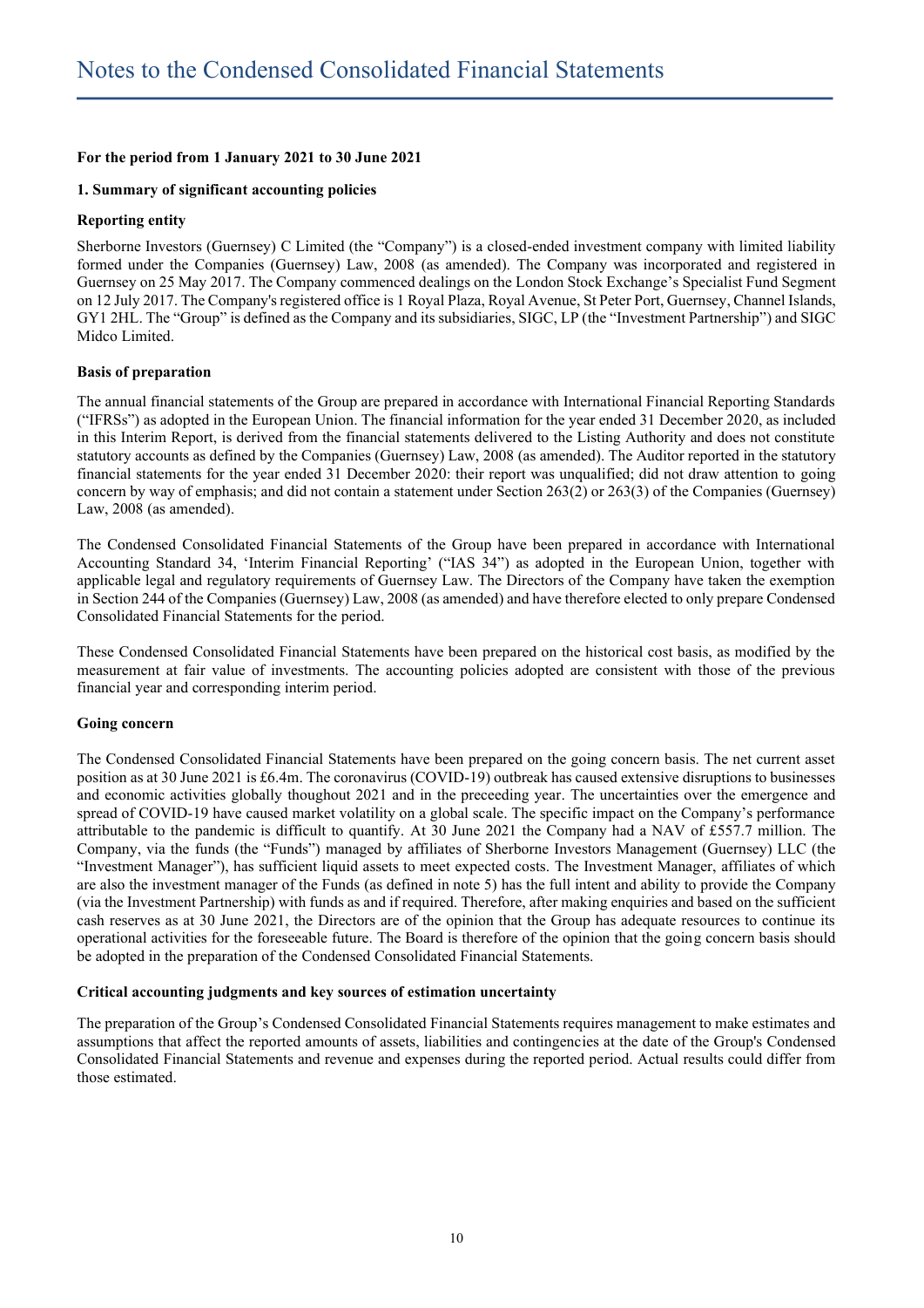# Notes to the Condensed Consolidated Financial Statements

**For the period from 1 January 2021 to 30 June 2021**

**1. Summary of significant accounting policies**

**Reporting entity**

Sherborne Investors (Guernsey) C Limited (the "Company") is a closed-ended investment company with limited liability formed under the Companies (Guernsey) Law, 2008 (as amended). The Company was incorporated and registered in Guernsey on 25 May 2017. The Company commenced dealings on the London Stock Exchange's Specialist Fund Segment on 12 July 2017. The Company's registered office is 1 Royal Plaza, Royal Avenue, St Peter Port, Guernsey, Channel Islands, GY1 2HL. The "Group" is defined as the Company and its subsidiaries, SIGC, LP (the "Investment Partnership") and SIGC Midco Limited.

**Basis of preparation**

The annual financial statements of the Group are prepared in accordance with International Financial Reporting Standards ("IFRSs") as adopted in the European Union. The financial information for the year ended 31 December 2020, as included in this Interim Report, is derived from the financial statements delivered to the Listing Authority and does not constitute statutory accounts as defined by the Companies (Guernsey) Law, 2008 (as amended). The Auditor reported in the statutory financial statements for the year ended 31 December 2020: their report was unqualified; did not draw attention to going concern by way of emphasis; and did not contain a statement under Section 263(2) or 263(3) of the Companies (Guernsey) Law, 2008 (as amended).

The Condensed Consolidated Financial Statements of the Group have been prepared in accordance with International Accounting Standard 34, 'Interim Financial Reporting' ("IAS 34") as adopted in the European Union, together with applicable legal and regulatory requirements of Guernsey Law. The Directors of the Company have taken the exemption in Section 244 of the Companies (Guernsey) Law, 2008 (as amended) and have therefore elected to only prepare Condensed Consolidated Financial Statements for the period.

These Condensed Consolidated Financial Statements have been prepared on the historical cost basis, as modified by the measurement at fair value of investments. The accounting policies adopted are consistent with those of the previous financial year and corresponding interim period.

**Going concern**

The Condensed Consolidated Financial Statements have been prepared on the going concern basis. The net current asset position as at 30 June 2021 is £6.4m. The coronavirus (COVID-19) outbreak has caused extensive disruptions to businesses and economic activities globally thoughout 2021 and in the preceeding year. The uncertainties over the emergence and spread of COVID-19 have caused market volatility on a global scale. The specific impact on the Company's performance attributable to the pandemic is difficult to quantify. At 30 June 2021 the Company had a NAV of £557.7 million. The Company, via the funds (the "Funds") managed by affiliates of Sherborne Investors Management (Guernsey) LLC (the "Investment Manager"), has sufficient liquid assets to meet expected costs. The Investment Manager, affiliates of which are also the investment manager of the Funds (as defined in note 5) has the full intent and ability to provide the Company (via the Investment Partnership) with funds as and if required. Therefore, after making enquiries and based on the sufficient cash reserves as at 30 June 2021, the Directors are of the opinion that the Group has adequate resources to continue its operational activities for the foreseeable future. The Board is therefore of the opinion that the going concern basis should be adopted in the preparation of the Condensed Consolidated Financial Statements.

**Critical accounting judgments and key sources of estimation uncertainty**

The preparation of the Group's Condensed Consolidated Financial Statements requires management to make estimates and assumptions that affect the reported amounts of assets, liabilities and contingencies at the date of the Group's Condensed Consolidated Financial Statements and revenue and expenses during the reported period. Actual results could differ from those estimated.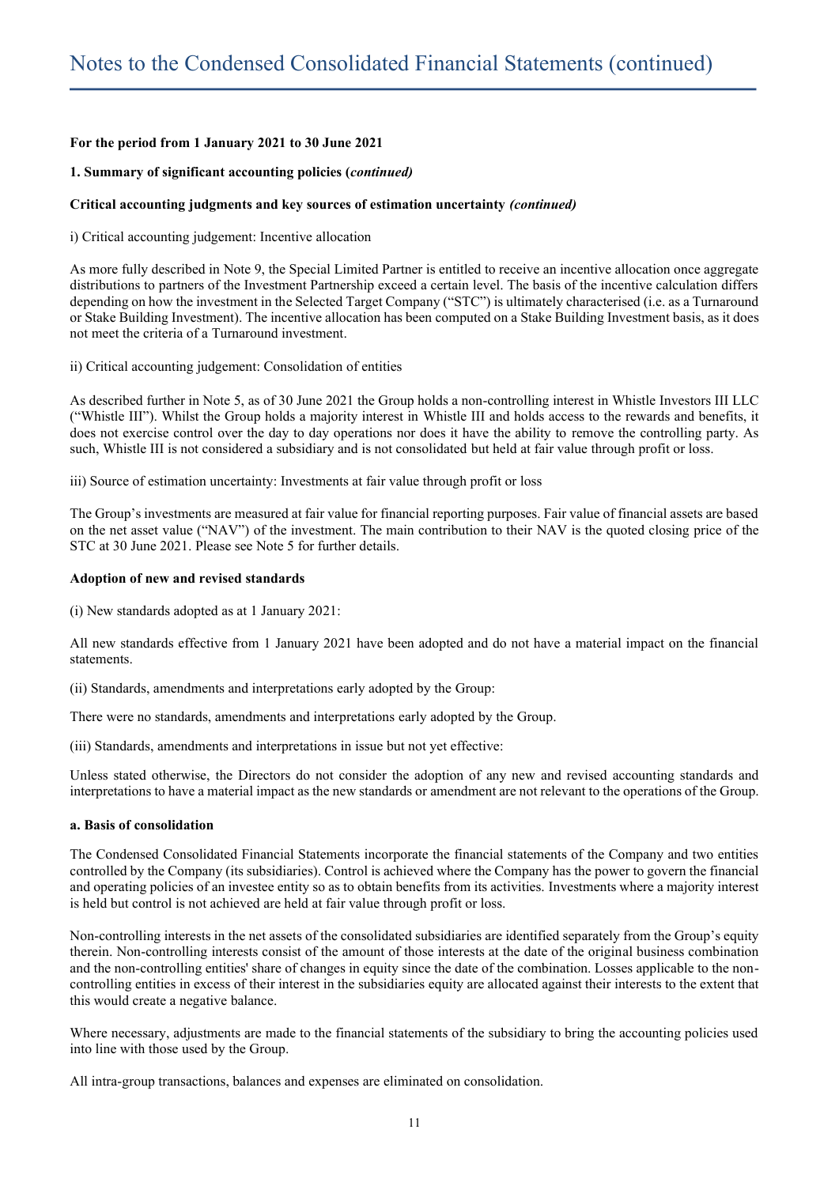# Notes to the Condensed Consolidated Financial Statements (continued)

**For the period from 1 January 2021 to 30 June 2021**

**1. Summary of significant accounting policies (*continued)***

**Critical accounting judgments and key sources of estimation uncertainty *(continued)***

i) Critical accounting judgement: Incentive allocation

As more fully described in Note 9, the Special Limited Partner is entitled to receive an incentive allocation once aggregate distributions to partners of the Investment Partnership exceed a certain level. The basis of the incentive calculation differs depending on how the investment in the Selected Target Company ("STC") is ultimately characterised (i.e. as a Turnaround or Stake Building Investment). The incentive allocation has been computed on a Stake Building Investment basis, as it does not meet the criteria of a Turnaround investment.

ii) Critical accounting judgement: Consolidation of entities

As described further in Note 5, as of 30 June 2021 the Group holds a non-controlling interest in Whistle Investors III LLC ("Whistle III"). Whilst the Group holds a majority interest in Whistle III and holds access to the rewards and benefits, it does not exercise control over the day to day operations nor does it have the ability to remove the controlling party. As such, Whistle III is not considered a subsidiary and is not consolidated but held at fair value through profit or loss.

iii) Source of estimation uncertainty: Investments at fair value through profit or loss

The Group's investments are measured at fair value for financial reporting purposes. Fair value of financial assets are based on the net asset value ("NAV") of the investment. The main contribution to their NAV is the quoted closing price of the STC at 30 June 2021. Please see Note 5 for further details.

**Adoption of new and revised standards**

(i) New standards adopted as at 1 January 2021:

All new standards effective from 1 January 2021 have been adopted and do not have a material impact on the financial statements.

(ii) Standards, amendments and interpretations early adopted by the Group:

There were no standards, amendments and interpretations early adopted by the Group.

(iii) Standards, amendments and interpretations in issue but not yet effective:

Unless stated otherwise, the Directors do not consider the adoption of any new and revised accounting standards and interpretations to have a material impact as the new standards or amendment are not relevant to the operations of the Group.

**a. Basis of consolidation**

The Condensed Consolidated Financial Statements incorporate the financial statements of the Company and two entities controlled by the Company (its subsidiaries). Control is achieved where the Company has the power to govern the financial and operating policies of an investee entity so as to obtain benefits from its activities. Investments where a majority interest is held but control is not achieved are held at fair value through profit or loss.

Non-controlling interests in the net assets of the consolidated subsidiaries are identified separately from the Group's equity therein. Non-controlling interests consist of the amount of those interests at the date of the original business combination and the non-controlling entities' share of changes in equity since the date of the combination. Losses applicable to the non-controlling entities in excess of their interest in the subsidiaries equity are allocated against their interests to the extent that this would create a negative balance.

Where necessary, adjustments are made to the financial statements of the subsidiary to bring the accounting policies used into line with those used by the Group.

All intra-group transactions, balances and expenses are eliminated on consolidation.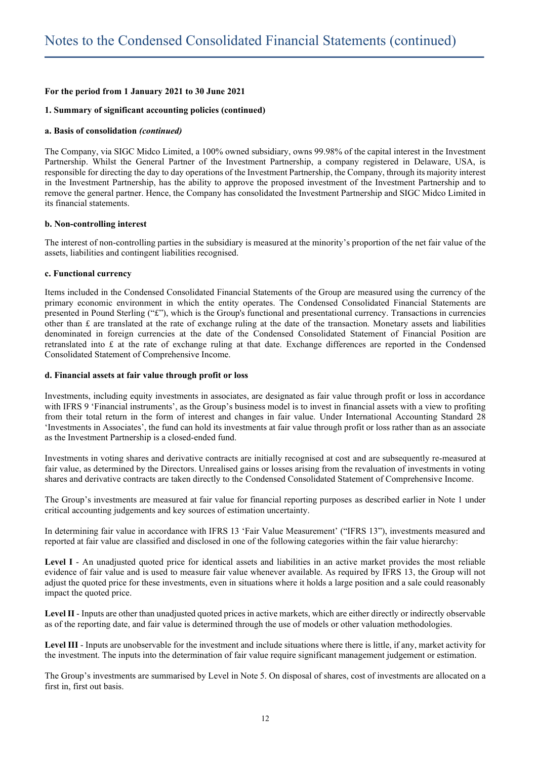# Notes to the Condensed Consolidated Financial Statements (continued)

**For the period from 1 January 2021 to 30 June 2021**

**1. Summary of significant accounting policies (continued)**

**a. Basis of consolidation *(continued)***

The Company, via SIGC Midco Limited, a 100% owned subsidiary, owns 99.98% of the capital interest in the Investment Partnership. Whilst the General Partner of the Investment Partnership, a company registered in Delaware, USA, is responsible for directing the day to day operations of the Investment Partnership, the Company, through its majority interest in the Investment Partnership, has the ability to approve the proposed investment of the Investment Partnership and to remove the general partner. Hence, the Company has consolidated the Investment Partnership and SIGC Midco Limited in its financial statements.

**b. Non-controlling interest**

The interest of non-controlling parties in the subsidiary is measured at the minority's proportion of the net fair value of the assets, liabilities and contingent liabilities recognised.

**c. Functional currency**

Items included in the Condensed Consolidated Financial Statements of the Group are measured using the currency of the primary economic environment in which the entity operates. The Condensed Consolidated Financial Statements are presented in Pound Sterling ("£"), which is the Group's functional and presentational currency. Transactions in currencies other than £ are translated at the rate of exchange ruling at the date of the transaction. Monetary assets and liabilities denominated in foreign currencies at the date of the Condensed Consolidated Statement of Financial Position are retranslated into £ at the rate of exchange ruling at that date. Exchange differences are reported in the Condensed Consolidated Statement of Comprehensive Income.

**d. Financial assets at fair value through profit or loss**

Investments, including equity investments in associates, are designated as fair value through profit or loss in accordance with IFRS 9 'Financial instruments', as the Group's business model is to invest in financial assets with a view to profiting from their total return in the form of interest and changes in fair value. Under International Accounting Standard 28 'Investments in Associates', the fund can hold its investments at fair value through profit or loss rather than as an associate as the Investment Partnership is a closed-ended fund.

Investments in voting shares and derivative contracts are initially recognised at cost and are subsequently re-measured at fair value, as determined by the Directors. Unrealised gains or losses arising from the revaluation of investments in voting shares and derivative contracts are taken directly to the Condensed Consolidated Statement of Comprehensive Income.

The Group's investments are measured at fair value for financial reporting purposes as described earlier in Note 1 under critical accounting judgements and key sources of estimation uncertainty.

In determining fair value in accordance with IFRS 13 'Fair Value Measurement' ("IFRS 13"), investments measured and reported at fair value are classified and disclosed in one of the following categories within the fair value hierarchy:

**Level I** - An unadjusted quoted price for identical assets and liabilities in an active market provides the most reliable evidence of fair value and is used to measure fair value whenever available. As required by IFRS 13, the Group will not adjust the quoted price for these investments, even in situations where it holds a large position and a sale could reasonably impact the quoted price.

**Level II** - Inputs are other than unadjusted quoted prices in active markets, which are either directly or indirectly observable as of the reporting date, and fair value is determined through the use of models or other valuation methodologies.

**Level III** - Inputs are unobservable for the investment and include situations where there is little, if any, market activity for the investment. The inputs into the determination of fair value require significant management judgement or estimation.

The Group's investments are summarised by Level in Note 5. On disposal of shares, cost of investments are allocated on a first in, first out basis.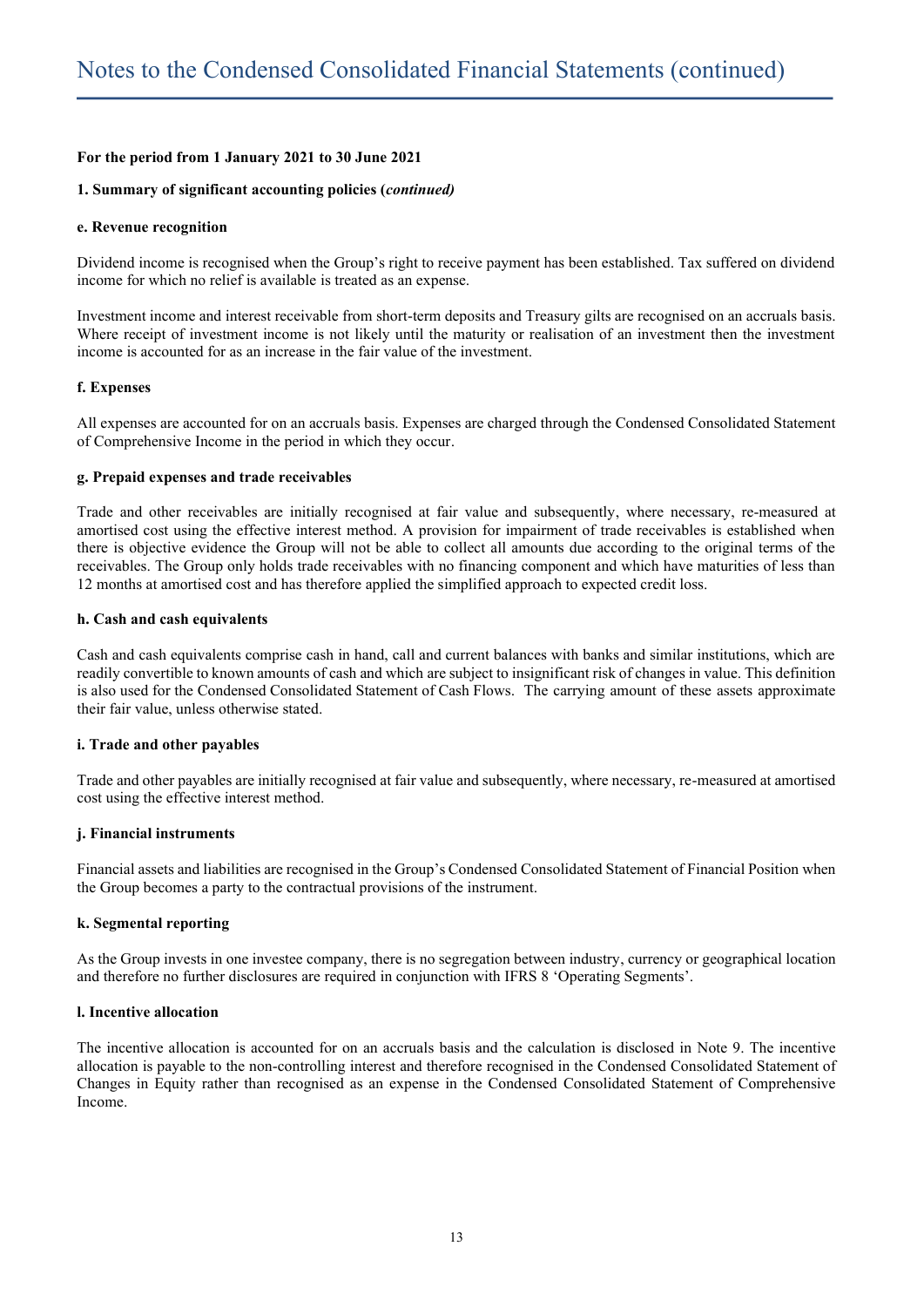# Notes to the Condensed Consolidated Financial Statements (continued)

**For the period from 1 January 2021 to 30 June 2021**

**1. Summary of significant accounting policies (*continued)***

**e. Revenue recognition**

Dividend income is recognised when the Group's right to receive payment has been established. Tax suffered on dividend income for which no relief is available is treated as an expense.

Investment income and interest receivable from short-term deposits and Treasury gilts are recognised on an accruals basis. Where receipt of investment income is not likely until the maturity or realisation of an investment then the investment income is accounted for as an increase in the fair value of the investment.

**f. Expenses**

All expenses are accounted for on an accruals basis. Expenses are charged through the Condensed Consolidated Statement of Comprehensive Income in the period in which they occur.

**g. Prepaid expenses and trade receivables**

Trade and other receivables are initially recognised at fair value and subsequently, where necessary, re-measured at amortised cost using the effective interest method. A provision for impairment of trade receivables is established when there is objective evidence the Group will not be able to collect all amounts due according to the original terms of the receivables. The Group only holds trade receivables with no financing component and which have maturities of less than 12 months at amortised cost and has therefore applied the simplified approach to expected credit loss.

**h. Cash and cash equivalents**

Cash and cash equivalents comprise cash in hand, call and current balances with banks and similar institutions, which are readily convertible to known amounts of cash and which are subject to insignificant risk of changes in value. This definition is also used for the Condensed Consolidated Statement of Cash Flows. The carrying amount of these assets approximate their fair value, unless otherwise stated.

**i. Trade and other payables**

Trade and other payables are initially recognised at fair value and subsequently, where necessary, re-measured at amortised cost using the effective interest method.

**j. Financial instruments**

Financial assets and liabilities are recognised in the Group's Condensed Consolidated Statement of Financial Position when the Group becomes a party to the contractual provisions of the instrument.

**k. Segmental reporting**

As the Group invests in one investee company, there is no segregation between industry, currency or geographical location and therefore no further disclosures are required in conjunction with IFRS 8 'Operating Segments'.

**l. Incentive allocation**

The incentive allocation is accounted for on an accruals basis and the calculation is disclosed in Note 9. The incentive allocation is payable to the non-controlling interest and therefore recognised in the Condensed Consolidated Statement of Changes in Equity rather than recognised as an expense in the Condensed Consolidated Statement of Comprehensive Income.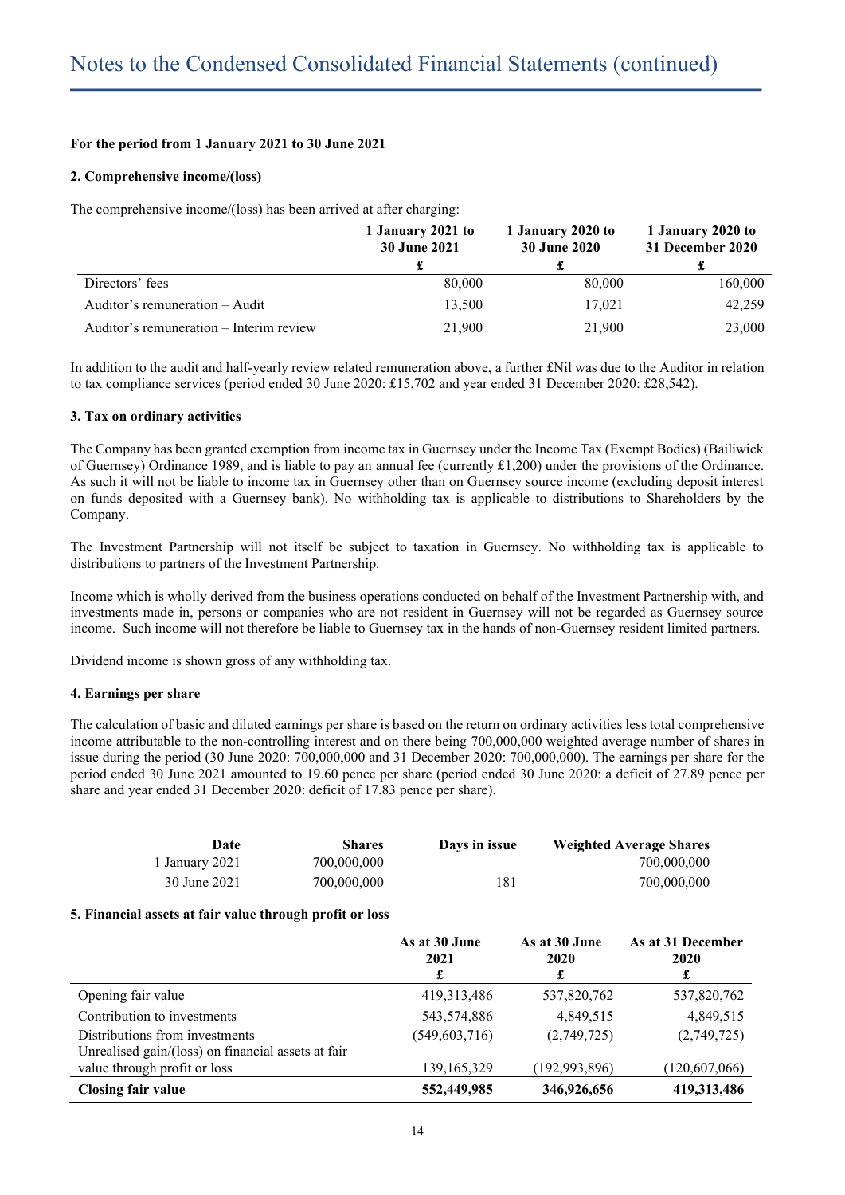# Notes to the Condensed Consolidated Financial Statements (continued)

**For the period from 1 January 2021 to 30 June 2021**

**2. Comprehensive income/(loss)**

The comprehensive income/(loss) has been arrived at after charging:

| | 1 January 2021 to 30 June 2021 £ | 1 January 2020 to 30 June 2020 £ | 1 January 2020 to 31 December 2020 £ |
|---|---|---|---|
| Directors' fees | 80,000 | 80,000 | 160,000 |
| Auditor's remuneration – Audit | 13,500 | 17,021 | 42,259 |
| Auditor's remuneration – Interim review | 21,900 | 21,900 | 23,000 |

In addition to the audit and half-yearly review related remuneration above, a further £Nil was due to the Auditor in relation to tax compliance services (period ended 30 June 2020: £15,702 and year ended 31 December 2020: £28,542).

**3. Tax on ordinary activities**

The Company has been granted exemption from income tax in Guernsey under the Income Tax (Exempt Bodies) (Bailiwick of Guernsey) Ordinance 1989, and is liable to pay an annual fee (currently £1,200) under the provisions of the Ordinance. As such it will not be liable to income tax in Guernsey other than on Guernsey source income (excluding deposit interest on funds deposited with a Guernsey bank). No withholding tax is applicable to distributions to Shareholders by the Company.

The Investment Partnership will not itself be subject to taxation in Guernsey. No withholding tax is applicable to distributions to partners of the Investment Partnership.

Income which is wholly derived from the business operations conducted on behalf of the Investment Partnership with, and investments made in, persons or companies who are not resident in Guernsey will not be regarded as Guernsey source income. Such income will not therefore be liable to Guernsey tax in the hands of non-Guernsey resident limited partners.

Dividend income is shown gross of any withholding tax.

**4. Earnings per share**

The calculation of basic and diluted earnings per share is based on the return on ordinary activities less total comprehensive income attributable to the non-controlling interest and on there being 700,000,000 weighted average number of shares in issue during the period (30 June 2020: 700,000,000 and 31 December 2020: 700,000,000). The earnings per share for the period ended 30 June 2021 amounted to 19.60 pence per share (period ended 30 June 2020: a deficit of 27.89 pence per share and year ended 31 December 2020: deficit of 17.83 pence per share).

| Date | Shares | Days in issue | Weighted Average Shares |
|---|---|---|---|
| 1 January 2021 | 700,000,000 | | 700,000,000 |
| 30 June 2021 | 700,000,000 | 181 | 700,000,000 |

**5. Financial assets at fair value through profit or loss**

| | As at 30 June 2021 £ | As at 30 June 2020 £ | As at 31 December 2020 £ |
|---|---|---|---|
| Opening fair value | 419,313,486 | 537,820,762 | 537,820,762 |
| Contribution to investments | 543,574,886 | 4,849,515 | 4,849,515 |
| Distributions from investments | (549,603,716) | (2,749,725) | (2,749,725) |
| Unrealised gain/(loss) on financial assets at fair value through profit or loss | 139,165,329 | (192,993,896) | (120,607,066) |
| **Closing fair value** | **552,449,985** | **346,926,656** | **419,313,486** |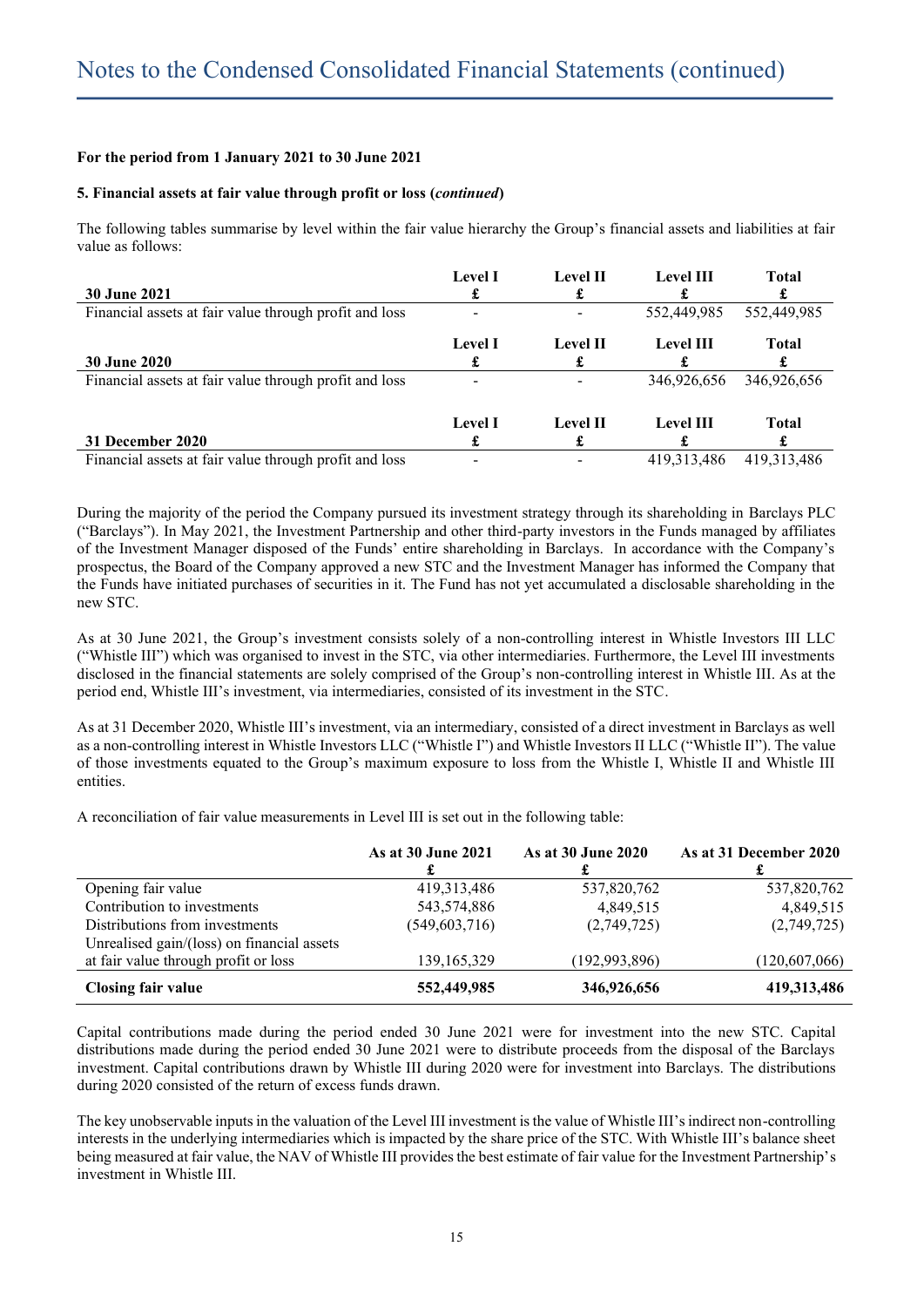**For the period from 1 January 2021 to 30 June 2021**

**5. Financial assets at fair value through profit or loss (*continued*)**

The following tables summarise by level within the fair value hierarchy the Group's financial assets and liabilities at fair value as follows:

| 30 June 2021 | Level I<br>£ | Level II<br>£ | Level III<br>£ | Total<br>£ |
|---|---|---|---|---|
| Financial assets at fair value through profit and loss | - | - | 552,449,985 | 552,449,985 |

| 30 June 2020 | Level I<br>£ | Level II<br>£ | Level III<br>£ | Total<br>£ |
|---|---|---|---|---|
| Financial assets at fair value through profit and loss | - | - | 346,926,656 | 346,926,656 |

| 31 December 2020 | Level I<br>£ | Level II<br>£ | Level III<br>£ | Total<br>£ |
|---|---|---|---|---|
| Financial assets at fair value through profit and loss | - | - | 419,313,486 | 419,313,486 |

During the majority of the period the Company pursued its investment strategy through its shareholding in Barclays PLC ("Barclays"). In May 2021, the Investment Partnership and other third-party investors in the Funds managed by affiliates of the Investment Manager disposed of the Funds' entire shareholding in Barclays. In accordance with the Company's prospectus, the Board of the Company approved a new STC and the Investment Manager has informed the Company that the Funds have initiated purchases of securities in it. The Fund has not yet accumulated a disclosable shareholding in the new STC.

As at 30 June 2021, the Group's investment consists solely of a non-controlling interest in Whistle Investors III LLC ("Whistle III") which was organised to invest in the STC, via other intermediaries. Furthermore, the Level III investments disclosed in the financial statements are solely comprised of the Group's non-controlling interest in Whistle III. As at the period end, Whistle III's investment, via intermediaries, consisted of its investment in the STC.

As at 31 December 2020, Whistle III's investment, via an intermediary, consisted of a direct investment in Barclays as well as a non-controlling interest in Whistle Investors LLC ("Whistle I") and Whistle Investors II LLC ("Whistle II"). The value of those investments equated to the Group's maximum exposure to loss from the Whistle I, Whistle II and Whistle III entities.

A reconciliation of fair value measurements in Level III is set out in the following table:

| | As at 30 June 2021<br>£ | As at 30 June 2020<br>£ | As at 31 December 2020<br>£ |
|---|---|---|---|
| Opening fair value | 419,313,486 | 537,820,762 | 537,820,762 |
| Contribution to investments | 543,574,886 | 4,849,515 | 4,849,515 |
| Distributions from investments | (549,603,716) | (2,749,725) | (2,749,725) |
| Unrealised gain/(loss) on financial assets at fair value through profit or loss | 139,165,329 | (192,993,896) | (120,607,066) |
| **Closing fair value** | **552,449,985** | **346,926,656** | **419,313,486** |

Capital contributions made during the period ended 30 June 2021 were for investment into the new STC. Capital distributions made during the period ended 30 June 2021 were to distribute proceeds from the disposal of the Barclays investment. Capital contributions drawn by Whistle III during 2020 were for investment into Barclays. The distributions during 2020 consisted of the return of excess funds drawn.

The key unobservable inputs in the valuation of the Level III investment is the value of Whistle III's indirect non-controlling interests in the underlying intermediaries which is impacted by the share price of the STC. With Whistle III's balance sheet being measured at fair value, the NAV of Whistle III provides the best estimate of fair value for the Investment Partnership's investment in Whistle III.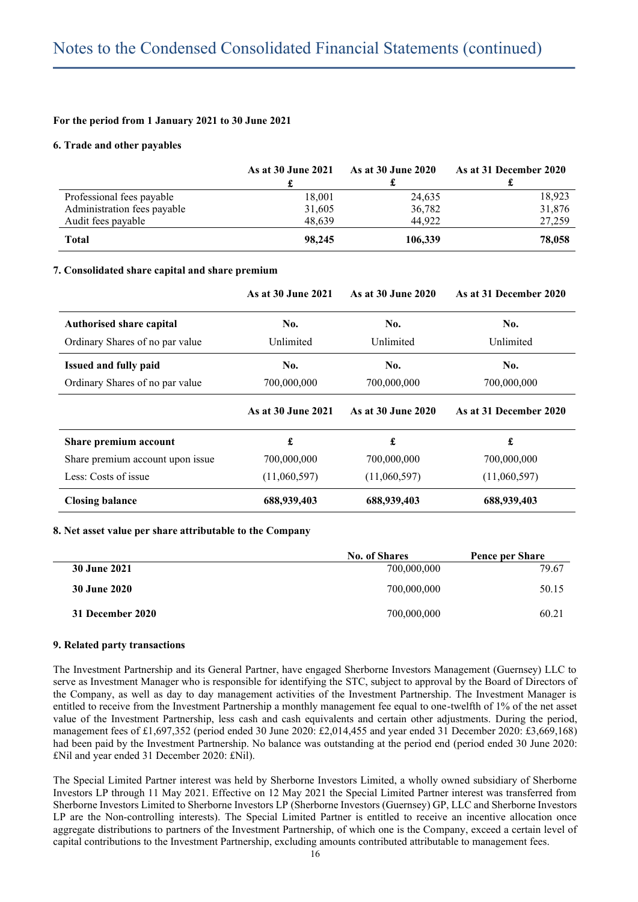# Notes to the Condensed Consolidated Financial Statements (continued)

**For the period from 1 January 2021 to 30 June 2021**

**6. Trade and other payables**

| | As at 30 June 2021 £ | As at 30 June 2020 £ | As at 31 December 2020 £ |
|---|---|---|---|
| Professional fees payable | 18,001 | 24,635 | 18,923 |
| Administration fees payable | 31,605 | 36,782 | 31,876 |
| Audit fees payable | 48,639 | 44,922 | 27,259 |
| **Total** | **98,245** | **106,339** | **78,058** |

**7. Consolidated share capital and share premium**

| | As at 30 June 2021 | As at 30 June 2020 | As at 31 December 2020 |
|---|---|---|---|
| **Authorised share capital** | **No.** | **No.** | **No.** |
| Ordinary Shares of no par value | Unlimited | Unlimited | Unlimited |
| **Issued and fully paid** | **No.** | **No.** | **No.** |
| Ordinary Shares of no par value | 700,000,000 | 700,000,000 | 700,000,000 |

| | As at 30 June 2021 | As at 30 June 2020 | As at 31 December 2020 |
|---|---|---|---|
| **Share premium account** | **£** | **£** | **£** |
| Share premium account upon issue | 700,000,000 | 700,000,000 | 700,000,000 |
| Less: Costs of issue | (11,060,597) | (11,060,597) | (11,060,597) |
| **Closing balance** | **688,939,403** | **688,939,403** | **688,939,403** |

**8. Net asset value per share attributable to the Company**

| | No. of Shares | Pence per Share |
|---|---|---|
| **30 June 2021** | 700,000,000 | 79.67 |
| **30 June 2020** | 700,000,000 | 50.15 |
| **31 December 2020** | 700,000,000 | 60.21 |

**9. Related party transactions**

The Investment Partnership and its General Partner, have engaged Sherborne Investors Management (Guernsey) LLC to serve as Investment Manager who is responsible for identifying the STC, subject to approval by the Board of Directors of the Company, as well as day to day management activities of the Investment Partnership. The Investment Manager is entitled to receive from the Investment Partnership a monthly management fee equal to one-twelfth of 1% of the net asset value of the Investment Partnership, less cash and cash equivalents and certain other adjustments. During the period, management fees of £1,697,352 (period ended 30 June 2020: £2,014,455 and year ended 31 December 2020: £3,669,168) had been paid by the Investment Partnership. No balance was outstanding at the period end (period ended 30 June 2020: £Nil and year ended 31 December 2020: £Nil).

The Special Limited Partner interest was held by Sherborne Investors Limited, a wholly owned subsidiary of Sherborne Investors LP through 11 May 2021. Effective on 12 May 2021 the Special Limited Partner interest was transferred from Sherborne Investors Limited to Sherborne Investors LP (Sherborne Investors (Guernsey) GP, LLC and Sherborne Investors LP are the Non-controlling interests). The Special Limited Partner is entitled to receive an incentive allocation once aggregate distributions to partners of the Investment Partnership, of which one is the Company, exceed a certain level of capital contributions to the Investment Partnership, excluding amounts contributed attributable to management fees.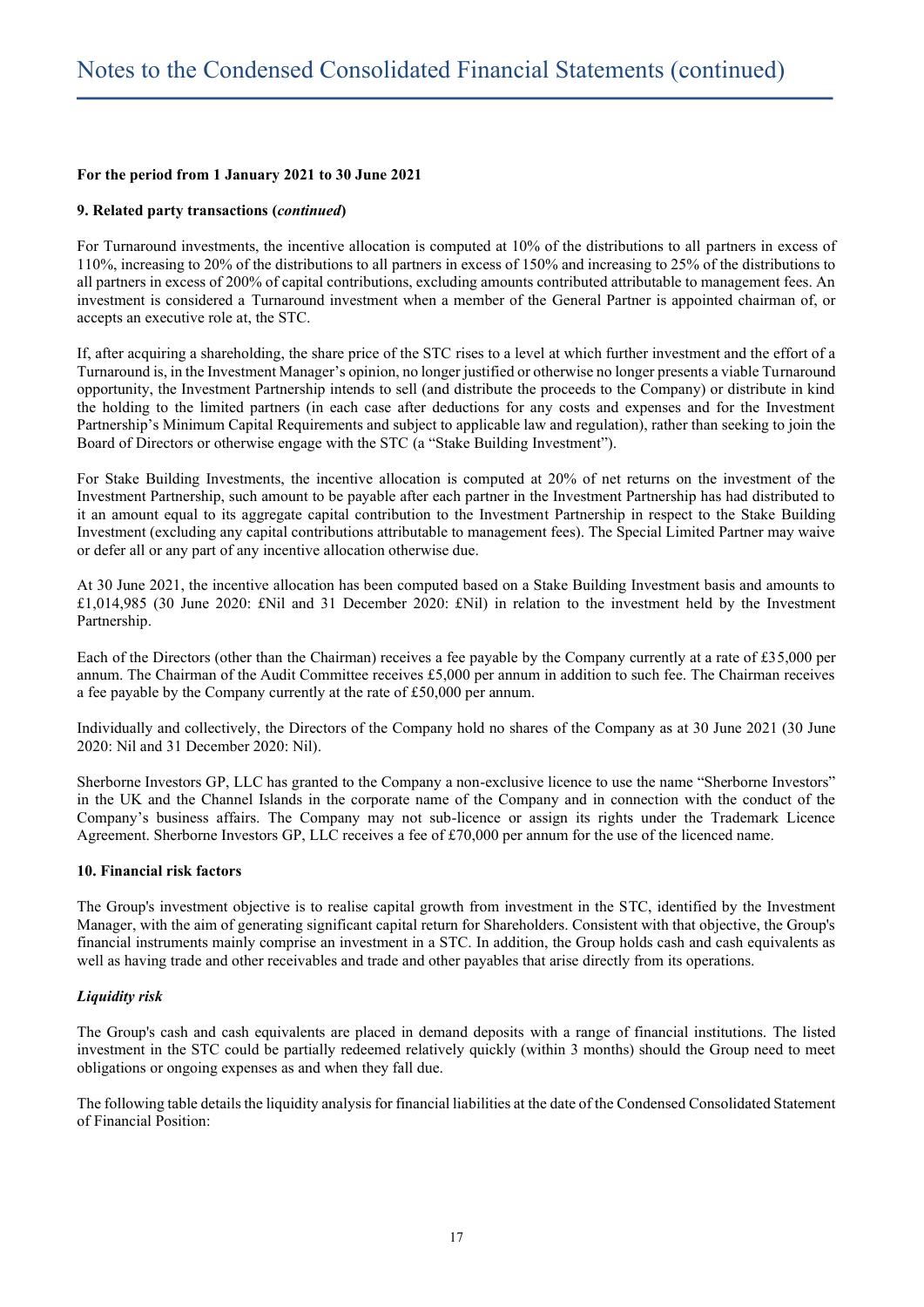# Notes to the Condensed Consolidated Financial Statements (continued)

**For the period from 1 January 2021 to 30 June 2021**

**9. Related party transactions (*continued*)**

For Turnaround investments, the incentive allocation is computed at 10% of the distributions to all partners in excess of 110%, increasing to 20% of the distributions to all partners in excess of 150% and increasing to 25% of the distributions to all partners in excess of 200% of capital contributions, excluding amounts contributed attributable to management fees. An investment is considered a Turnaround investment when a member of the General Partner is appointed chairman of, or accepts an executive role at, the STC.

If, after acquiring a shareholding, the share price of the STC rises to a level at which further investment and the effort of a Turnaround is, in the Investment Manager's opinion, no longer justified or otherwise no longer presents a viable Turnaround opportunity, the Investment Partnership intends to sell (and distribute the proceeds to the Company) or distribute in kind the holding to the limited partners (in each case after deductions for any costs and expenses and for the Investment Partnership's Minimum Capital Requirements and subject to applicable law and regulation), rather than seeking to join the Board of Directors or otherwise engage with the STC (a "Stake Building Investment").

For Stake Building Investments, the incentive allocation is computed at 20% of net returns on the investment of the Investment Partnership, such amount to be payable after each partner in the Investment Partnership has had distributed to it an amount equal to its aggregate capital contribution to the Investment Partnership in respect to the Stake Building Investment (excluding any capital contributions attributable to management fees). The Special Limited Partner may waive or defer all or any part of any incentive allocation otherwise due.

At 30 June 2021, the incentive allocation has been computed based on a Stake Building Investment basis and amounts to £1,014,985 (30 June 2020: £Nil and 31 December 2020: £Nil) in relation to the investment held by the Investment Partnership.

Each of the Directors (other than the Chairman) receives a fee payable by the Company currently at a rate of £35,000 per annum. The Chairman of the Audit Committee receives £5,000 per annum in addition to such fee. The Chairman receives a fee payable by the Company currently at the rate of £50,000 per annum.

Individually and collectively, the Directors of the Company hold no shares of the Company as at 30 June 2021 (30 June 2020: Nil and 31 December 2020: Nil).

Sherborne Investors GP, LLC has granted to the Company a non-exclusive licence to use the name "Sherborne Investors" in the UK and the Channel Islands in the corporate name of the Company and in connection with the conduct of the Company's business affairs. The Company may not sub-licence or assign its rights under the Trademark Licence Agreement. Sherborne Investors GP, LLC receives a fee of £70,000 per annum for the use of the licenced name.

**10. Financial risk factors**

The Group's investment objective is to realise capital growth from investment in the STC, identified by the Investment Manager, with the aim of generating significant capital return for Shareholders. Consistent with that objective, the Group's financial instruments mainly comprise an investment in a STC. In addition, the Group holds cash and cash equivalents as well as having trade and other receivables and trade and other payables that arise directly from its operations.

***Liquidity risk***

The Group's cash and cash equivalents are placed in demand deposits with a range of financial institutions. The listed investment in the STC could be partially redeemed relatively quickly (within 3 months) should the Group need to meet obligations or ongoing expenses as and when they fall due.

The following table details the liquidity analysis for financial liabilities at the date of the Condensed Consolidated Statement of Financial Position: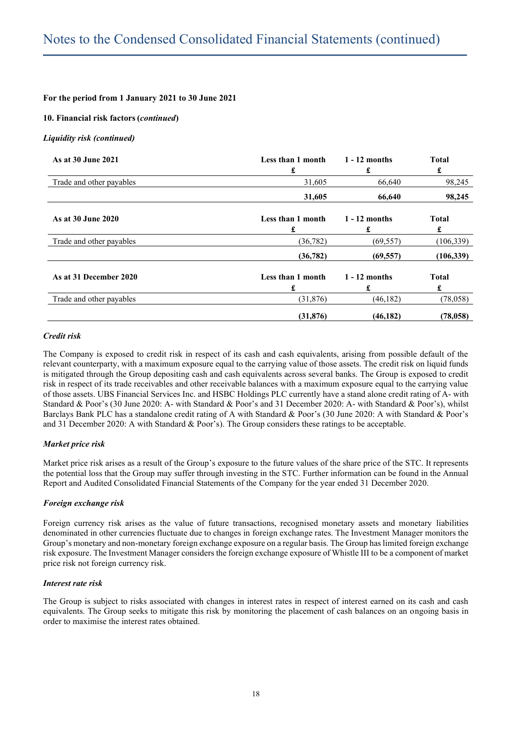**For the period from 1 January 2021 to 30 June 2021**

**10. Financial risk factors (*continued*)**

***Liquidity risk (continued)***

| As at 30 June 2021 | Less than 1 month | 1 - 12 months | Total |
|---|---|---|---|
| | £ | £ | £ |
| Trade and other payables | 31,605 | 66,640 | 98,245 |
| | **31,605** | **66,640** | **98,245** |

| As at 30 June 2020 | Less than 1 month | 1 - 12 months | Total |
|---|---|---|---|
| | £ | £ | £ |
| Trade and other payables | (36,782) | (69,557) | (106,339) |
| | **(36,782)** | **(69,557)** | **(106,339)** |

| As at 31 December 2020 | Less than 1 month | 1 - 12 months | Total |
|---|---|---|---|
| | £ | £ | £ |
| Trade and other payables | (31,876) | (46,182) | (78,058) |
| | **(31,876)** | **(46,182)** | **(78,058)** |

***Credit risk***

The Company is exposed to credit risk in respect of its cash and cash equivalents, arising from possible default of the relevant counterparty, with a maximum exposure equal to the carrying value of those assets. The credit risk on liquid funds is mitigated through the Group depositing cash and cash equivalents across several banks. The Group is exposed to credit risk in respect of its trade receivables and other receivable balances with a maximum exposure equal to the carrying value of those assets. UBS Financial Services Inc. and HSBC Holdings PLC currently have a stand alone credit rating of A- with Standard & Poor's (30 June 2020: A- with Standard & Poor's and 31 December 2020: A- with Standard & Poor's), whilst Barclays Bank PLC has a standalone credit rating of A with Standard & Poor's (30 June 2020: A with Standard & Poor's and 31 December 2020: A with Standard & Poor's). The Group considers these ratings to be acceptable.

***Market price risk***

Market price risk arises as a result of the Group's exposure to the future values of the share price of the STC. It represents the potential loss that the Group may suffer through investing in the STC. Further information can be found in the Annual Report and Audited Consolidated Financial Statements of the Company for the year ended 31 December 2020.

***Foreign exchange risk***

Foreign currency risk arises as the value of future transactions, recognised monetary assets and monetary liabilities denominated in other currencies fluctuate due to changes in foreign exchange rates. The Investment Manager monitors the Group's monetary and non-monetary foreign exchange exposure on a regular basis. The Group has limited foreign exchange risk exposure. The Investment Manager considers the foreign exchange exposure of Whistle III to be a component of market price risk not foreign currency risk.

***Interest rate risk***

The Group is subject to risks associated with changes in interest rates in respect of interest earned on its cash and cash equivalents. The Group seeks to mitigate this risk by monitoring the placement of cash balances on an ongoing basis in order to maximise the interest rates obtained.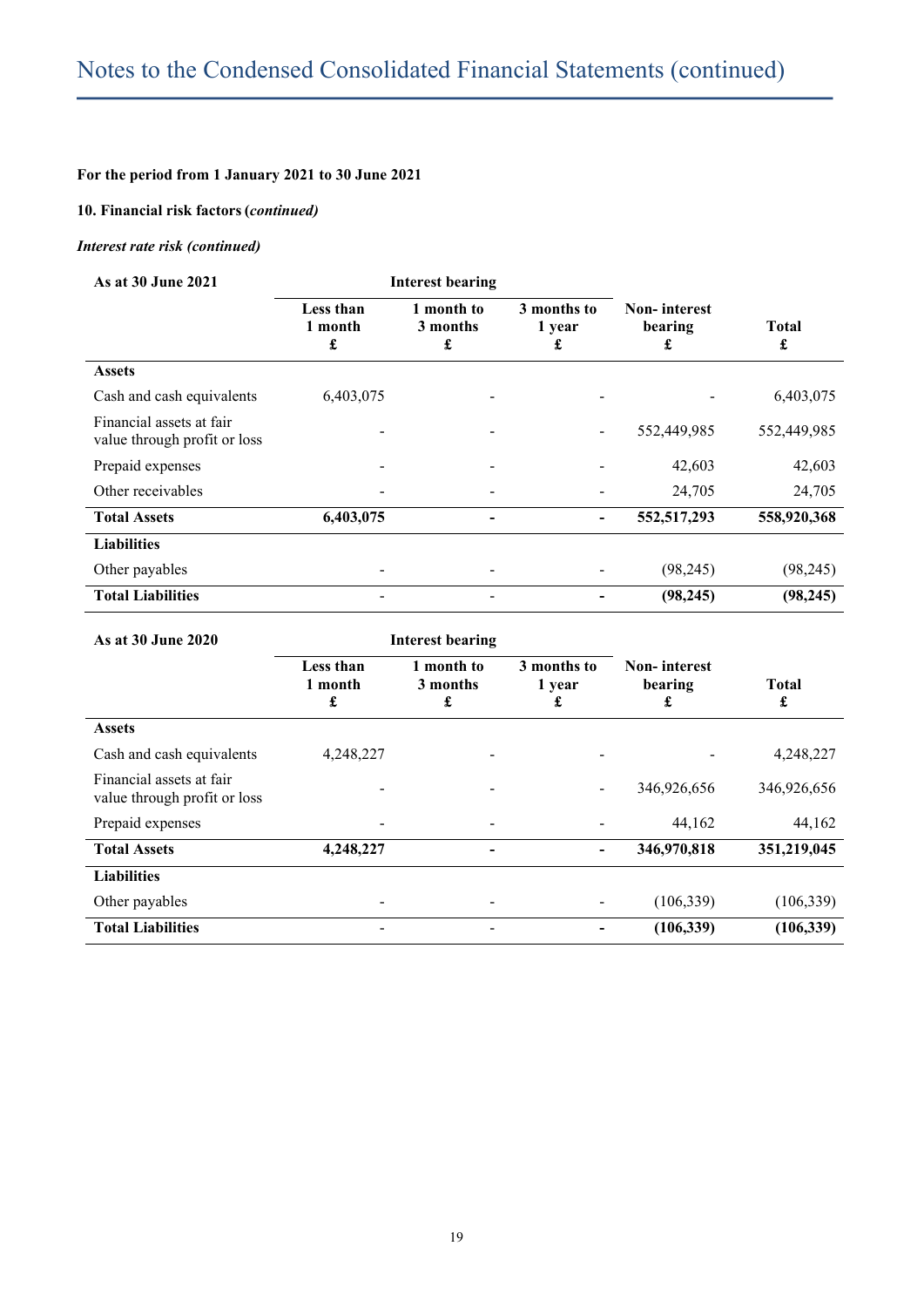## For the period from 1 January 2021 to 30 June 2021

### 10. Financial risk factors (*continued*)

***Interest rate risk (continued)***

| As at 30 June 2021 | Interest bearing | | | | |
|---|---|---|---|---|---|
| | Less than 1 month £ | 1 month to 3 months £ | 3 months to 1 year £ | Non- interest bearing £ | Total £ |
| **Assets** | | | | | |
| Cash and cash equivalents | 6,403,075 | - | - | - | 6,403,075 |
| Financial assets at fair value through profit or loss | - | - | - | 552,449,985 | 552,449,985 |
| Prepaid expenses | - | - | - | 42,603 | 42,603 |
| Other receivables | - | - | - | 24,705 | 24,705 |
| **Total Assets** | **6,403,075** | **-** | **-** | **552,517,293** | **558,920,368** |
| **Liabilities** | | | | | |
| Other payables | - | - | - | (98,245) | (98,245) |
| **Total Liabilities** | **-** | **-** | **-** | **(98,245)** | **(98,245)** |

| As at 30 June 2020 | Interest bearing | | | | |
|---|---|---|---|---|---|
| | Less than 1 month £ | 1 month to 3 months £ | 3 months to 1 year £ | Non- interest bearing £ | Total £ |
| **Assets** | | | | | |
| Cash and cash equivalents | 4,248,227 | - | - | - | 4,248,227 |
| Financial assets at fair value through profit or loss | - | - | - | 346,926,656 | 346,926,656 |
| Prepaid expenses | - | - | - | 44,162 | 44,162 |
| **Total Assets** | **4,248,227** | **-** | **-** | **346,970,818** | **351,219,045** |
| **Liabilities** | | | | | |
| Other payables | - | - | - | (106,339) | (106,339) |
| **Total Liabilities** | **-** | **-** | **-** | **(106,339)** | **(106,339)** |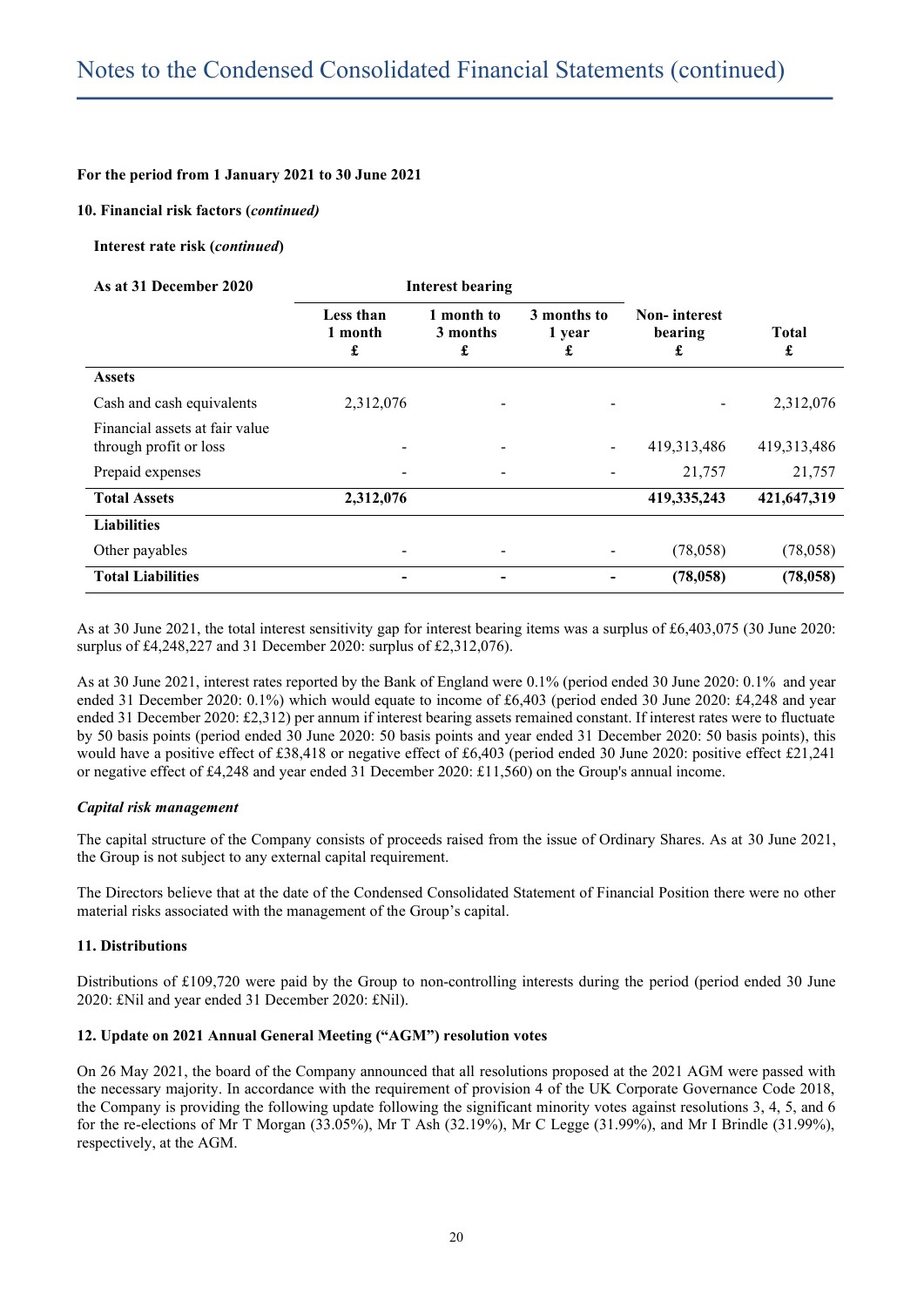**For the period from 1 January 2021 to 30 June 2021**

**10. Financial risk factors (*continued)***

**Interest rate risk (*continued*)**

| **As at 31 December 2020** | **Interest bearing** | | | | |
|---|---|---|---|---|---|
| | **Less than 1 month £** | **1 month to 3 months £** | **3 months to 1 year £** | **Non- interest bearing £** | **Total £** |
| **Assets** | | | | | |
| Cash and cash equivalents | 2,312,076 | - | - | - | 2,312,076 |
| Financial assets at fair value through profit or loss | - | - | - | 419,313,486 | 419,313,486 |
| Prepaid expenses | - | - | - | 21,757 | 21,757 |
| **Total Assets** | **2,312,076** | | | **419,335,243** | **421,647,319** |
| **Liabilities** | | | | | |
| Other payables | - | - | - | (78,058) | (78,058) |
| **Total Liabilities** | **-** | **-** | **-** | **(78,058)** | **(78,058)** |

As at 30 June 2021, the total interest sensitivity gap for interest bearing items was a surplus of £6,403,075 (30 June 2020: surplus of £4,248,227 and 31 December 2020: surplus of £2,312,076).

As at 30 June 2021, interest rates reported by the Bank of England were 0.1% (period ended 30 June 2020: 0.1% and year ended 31 December 2020: 0.1%) which would equate to income of £6,403 (period ended 30 June 2020: £4,248 and year ended 31 December 2020: £2,312) per annum if interest bearing assets remained constant. If interest rates were to fluctuate by 50 basis points (period ended 30 June 2020: 50 basis points and year ended 31 December 2020: 50 basis points), this would have a positive effect of £38,418 or negative effect of £6,403 (period ended 30 June 2020: positive effect £21,241 or negative effect of £4,248 and year ended 31 December 2020: £11,560) on the Group's annual income.

***Capital risk management***

The capital structure of the Company consists of proceeds raised from the issue of Ordinary Shares. As at 30 June 2021, the Group is not subject to any external capital requirement.

The Directors believe that at the date of the Condensed Consolidated Statement of Financial Position there were no other material risks associated with the management of the Group's capital.

**11. Distributions**

Distributions of £109,720 were paid by the Group to non-controlling interests during the period (period ended 30 June 2020: £Nil and year ended 31 December 2020: £Nil).

**12. Update on 2021 Annual General Meeting ("AGM") resolution votes**

On 26 May 2021, the board of the Company announced that all resolutions proposed at the 2021 AGM were passed with the necessary majority. In accordance with the requirement of provision 4 of the UK Corporate Governance Code 2018, the Company is providing the following update following the significant minority votes against resolutions 3, 4, 5, and 6 for the re-elections of Mr T Morgan (33.05%), Mr T Ash (32.19%), Mr C Legge (31.99%), and Mr I Brindle (31.99%), respectively, at the AGM.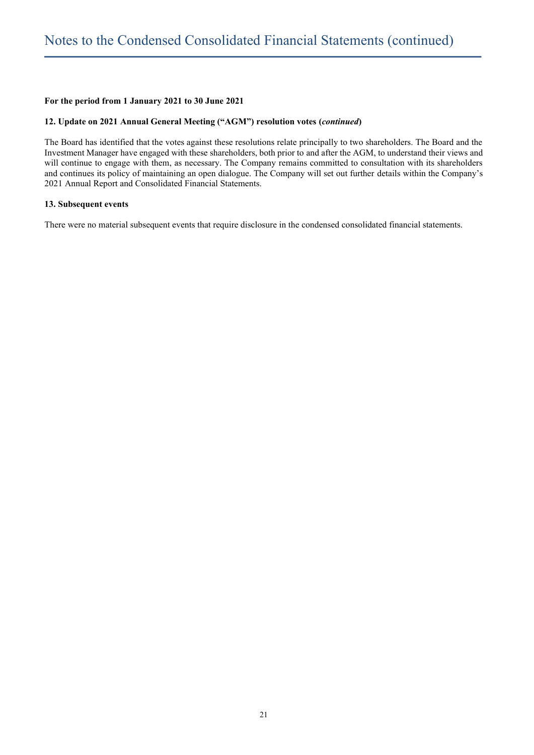**For the period from 1 January 2021 to 30 June 2021**

**12. Update on 2021 Annual General Meeting ("AGM") resolution votes (*continued*)**

The Board has identified that the votes against these resolutions relate principally to two shareholders. The Board and the Investment Manager have engaged with these shareholders, both prior to and after the AGM, to understand their views and will continue to engage with them, as necessary. The Company remains committed to consultation with its shareholders and continues its policy of maintaining an open dialogue. The Company will set out further details within the Company's 2021 Annual Report and Consolidated Financial Statements.

**13. Subsequent events**

There were no material subsequent events that require disclosure in the condensed consolidated financial statements.